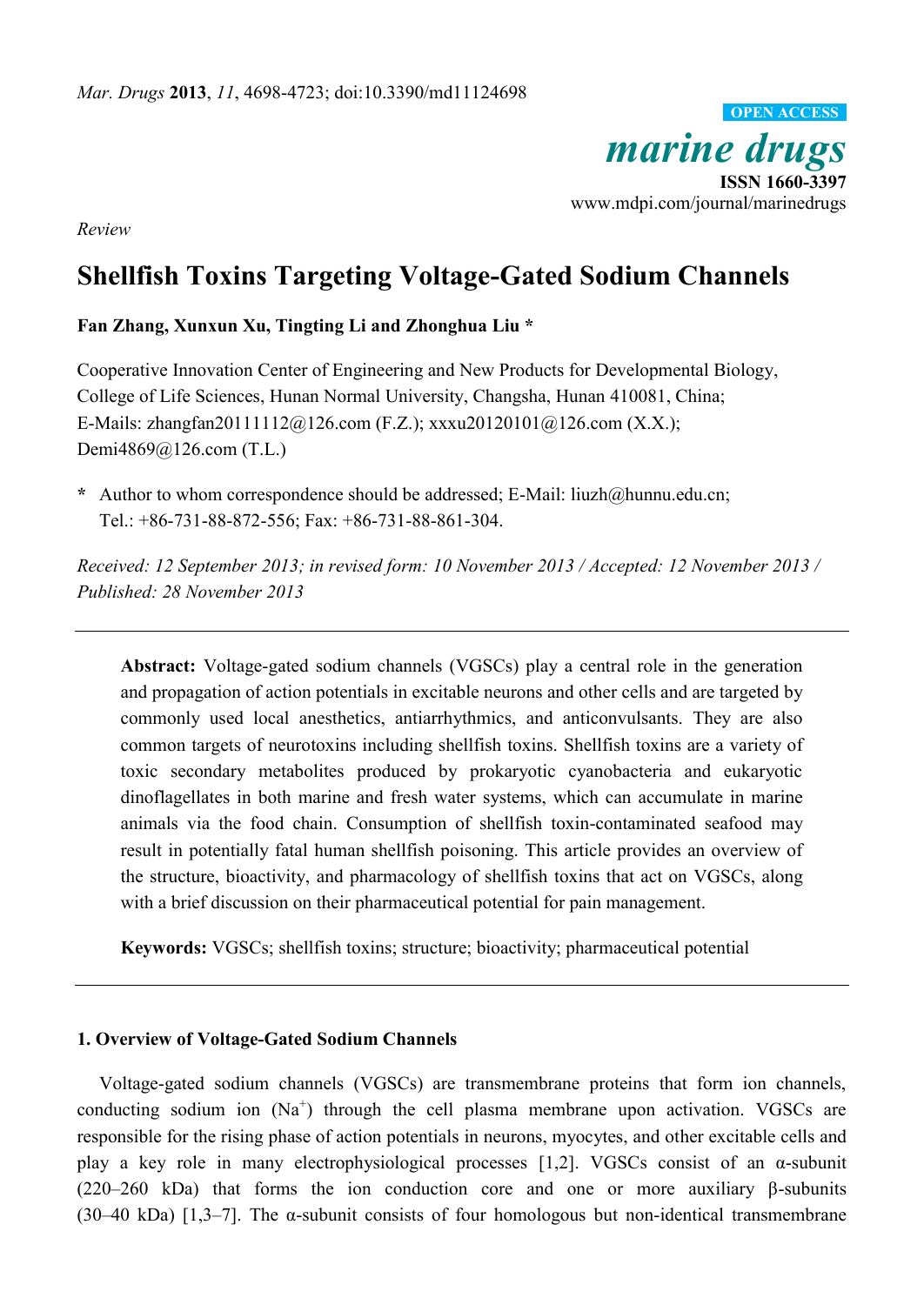*Mar. Drugs* **2013**, *11*, 4698-4723; doi:10.3390/md11124698

OPEN ACCESS

*marine drugs*

**ISSN 1660-3397**

www.mdpi.com/journal/marinedrugs

*Review*

# Shellfish Toxins Targeting Voltage-Gated Sodium Channels

**Fan Zhang, Xunxun Xu, Tingting Li and Zhonghua Liu ***

Cooperative Innovation Center of Engineering and New Products for Developmental Biology, College of Life Sciences, Hunan Normal University, Changsha, Hunan 410081, China; E-Mails: zhangfan20111112@126.com (F.Z.); xxxu20120101@126.com (X.X.); Demi4869@126.com (T.L.)

**\*** Author to whom correspondence should be addressed; E-Mail: liuzh@hunnu.edu.cn; Tel.: +86-731-88-872-556; Fax: +86-731-88-861-304.

*Received: 12 September 2013; in revised form: 10 November 2013 / Accepted: 12 November 2013 / Published: 28 November 2013*

---

**Abstract:** Voltage-gated sodium channels (VGSCs) play a central role in the generation and propagation of action potentials in excitable neurons and other cells and are targeted by commonly used local anesthetics, antiarrhythmics, and anticonvulsants. They are also common targets of neurotoxins including shellfish toxins. Shellfish toxins are a variety of toxic secondary metabolites produced by prokaryotic cyanobacteria and eukaryotic dinoflagellates in both marine and fresh water systems, which can accumulate in marine animals via the food chain. Consumption of shellfish toxin-contaminated seafood may result in potentially fatal human shellfish poisoning. This article provides an overview of the structure, bioactivity, and pharmacology of shellfish toxins that act on VGSCs, along with a brief discussion on their pharmaceutical potential for pain management.

**Keywords:** VGSCs; shellfish toxins; structure; bioactivity; pharmaceutical potential

---

## 1. Overview of Voltage-Gated Sodium Channels

Voltage-gated sodium channels (VGSCs) are transmembrane proteins that form ion channels, conducting sodium ion ($Na^+$) through the cell plasma membrane upon activation. VGSCs are responsible for the rising phase of action potentials in neurons, myocytes, and other excitable cells and play a key role in many electrophysiological processes [1,2]. VGSCs consist of an α-subunit (220–260 kDa) that forms the ion conduction core and one or more auxiliary β-subunits (30–40 kDa) [1,3–7]. The α-subunit consists of four homologous but non-identical transmembrane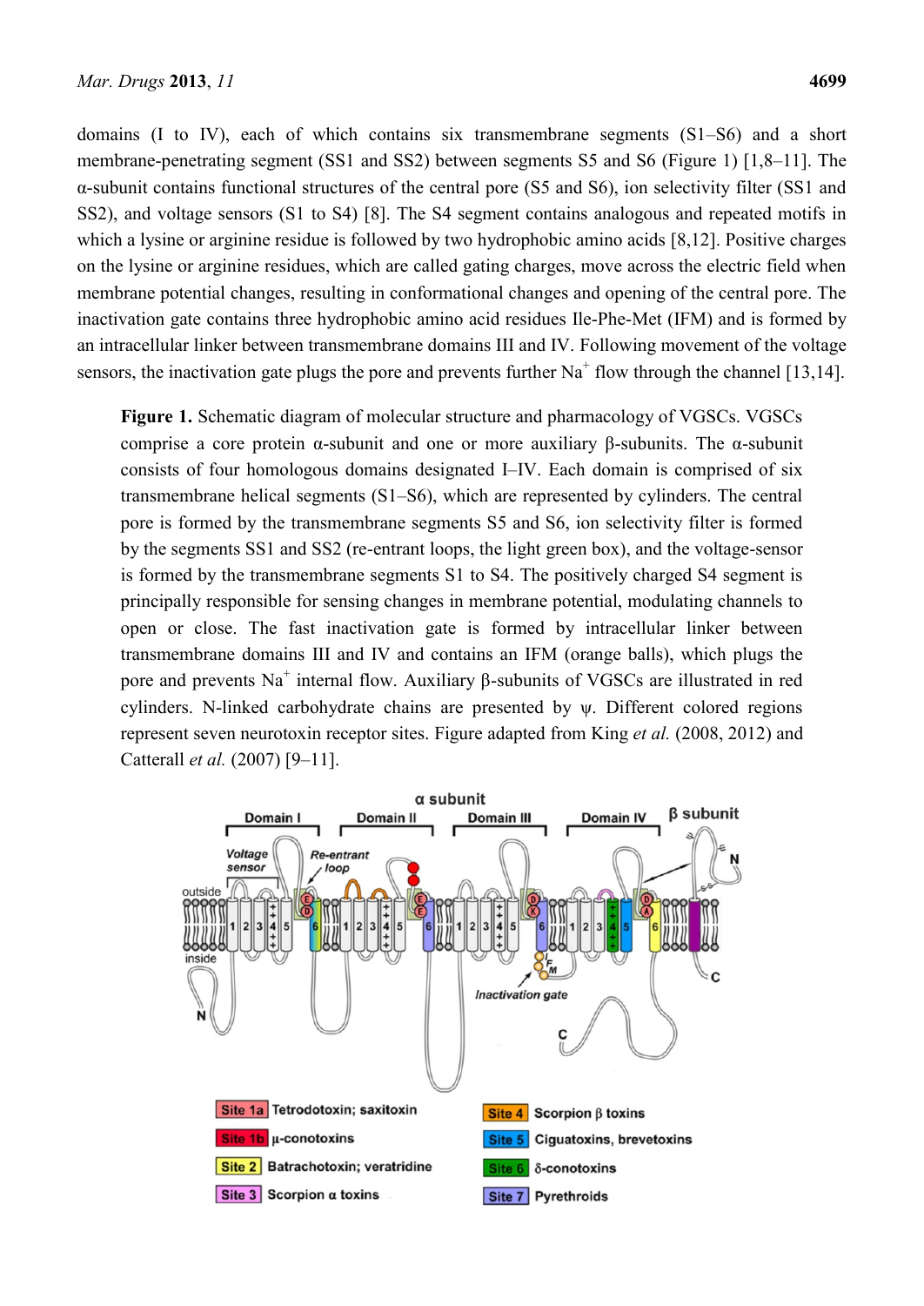domains (I to IV), each of which contains six transmembrane segments (S1–S6) and a short membrane-penetrating segment (SS1 and SS2) between segments S5 and S6 (Figure 1) [1,8–11]. The α-subunit contains functional structures of the central pore (S5 and S6), ion selectivity filter (SS1 and SS2), and voltage sensors (S1 to S4) [8]. The S4 segment contains analogous and repeated motifs in which a lysine or arginine residue is followed by two hydrophobic amino acids [8,12]. Positive charges on the lysine or arginine residues, which are called gating charges, move across the electric field when membrane potential changes, resulting in conformational changes and opening of the central pore. The inactivation gate contains three hydrophobic amino acid residues Ile-Phe-Met (IFM) and is formed by an intracellular linker between transmembrane domains III and IV. Following movement of the voltage sensors, the inactivation gate plugs the pore and prevents further $Na^+$ flow through the channel [13,14].

**Figure 1.** Schematic diagram of molecular structure and pharmacology of VGSCs. VGSCs comprise a core protein α-subunit and one or more auxiliary β-subunits. The α-subunit consists of four homologous domains designated I–IV. Each domain is comprised of six transmembrane helical segments (S1–S6), which are represented by cylinders. The central pore is formed by the transmembrane segments S5 and S6, ion selectivity filter is formed by the segments SS1 and SS2 (re-entrant loops, the light green box), and the voltage-sensor is formed by the transmembrane segments S1 to S4. The positively charged S4 segment is principally responsible for sensing changes in membrane potential, modulating channels to open or close. The fast inactivation gate is formed by intracellular linker between transmembrane domains III and IV and contains an IFM (orange balls), which plugs the pore and prevents $Na^+$ internal flow. Auxiliary β-subunits of VGSCs are illustrated in red cylinders. N-linked carbohydrate chains are presented by ψ. Different colored regions represent seven neurotoxin receptor sites. Figure adapted from King *et al.* (2008, 2012) and Catterall *et al.* (2007) [9–11].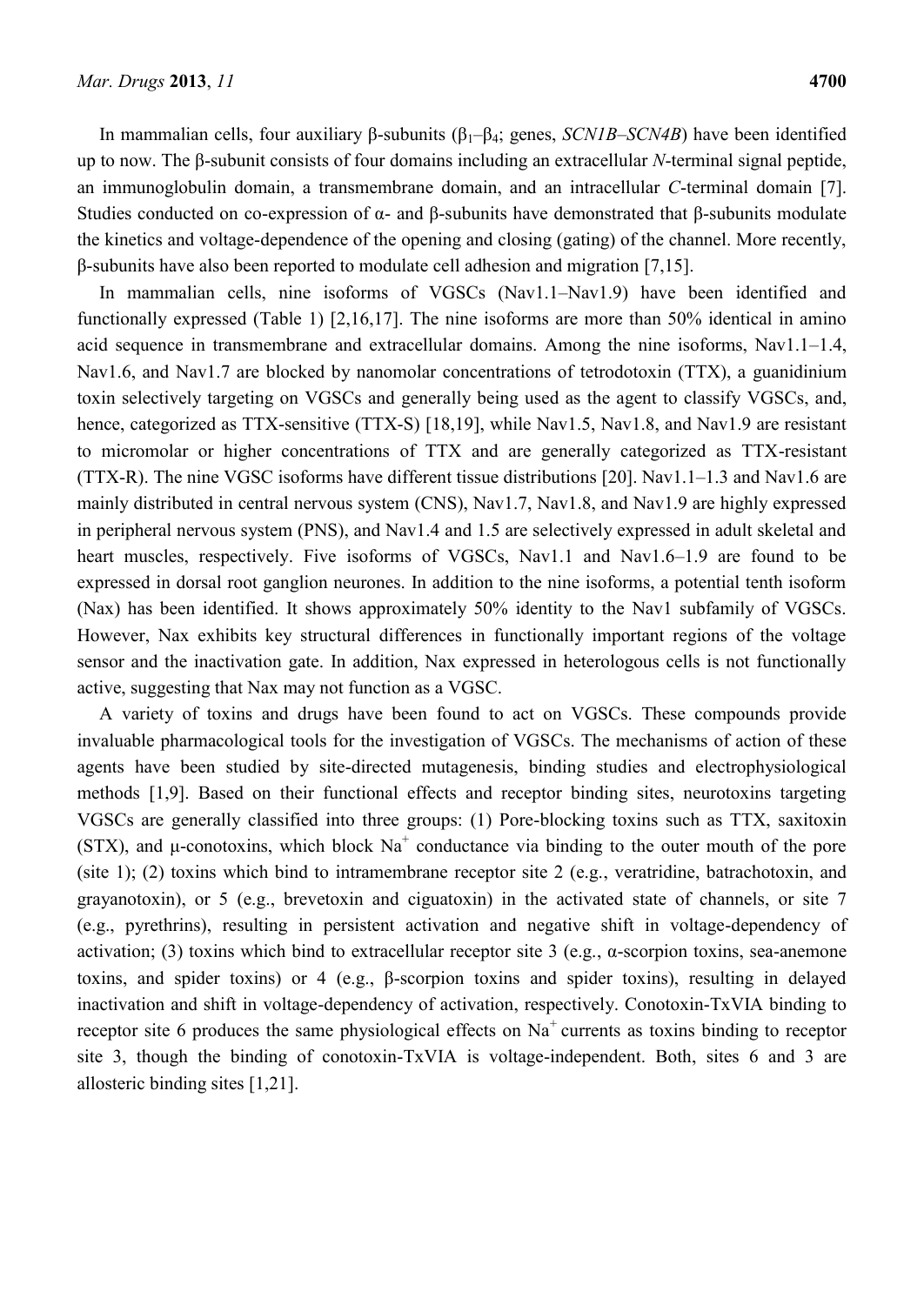In mammalian cells, four auxiliary β-subunits ($\beta_1$–$\beta_4$; genes, *SCN1B*–*SCN4B*) have been identified up to now. The β-subunit consists of four domains including an extracellular *N*-terminal signal peptide, an immunoglobulin domain, a transmembrane domain, and an intracellular *C*-terminal domain [7]. Studies conducted on co-expression of α- and β-subunits have demonstrated that β-subunits modulate the kinetics and voltage-dependence of the opening and closing (gating) of the channel. More recently, β-subunits have also been reported to modulate cell adhesion and migration [7,15].

In mammalian cells, nine isoforms of VGSCs (Nav1.1–Nav1.9) have been identified and functionally expressed (Table 1) [2,16,17]. The nine isoforms are more than 50% identical in amino acid sequence in transmembrane and extracellular domains. Among the nine isoforms, Nav1.1–1.4, Nav1.6, and Nav1.7 are blocked by nanomolar concentrations of tetrodotoxin (TTX), a guanidinium toxin selectively targeting on VGSCs and generally being used as the agent to classify VGSCs, and, hence, categorized as TTX-sensitive (TTX-S) [18,19], while Nav1.5, Nav1.8, and Nav1.9 are resistant to micromolar or higher concentrations of TTX and are generally categorized as TTX-resistant (TTX-R). The nine VGSC isoforms have different tissue distributions [20]. Nav1.1–1.3 and Nav1.6 are mainly distributed in central nervous system (CNS), Nav1.7, Nav1.8, and Nav1.9 are highly expressed in peripheral nervous system (PNS), and Nav1.4 and 1.5 are selectively expressed in adult skeletal and heart muscles, respectively. Five isoforms of VGSCs, Nav1.1 and Nav1.6–1.9 are found to be expressed in dorsal root ganglion neurones. In addition to the nine isoforms, a potential tenth isoform (Nax) has been identified. It shows approximately 50% identity to the Nav1 subfamily of VGSCs. However, Nax exhibits key structural differences in functionally important regions of the voltage sensor and the inactivation gate. In addition, Nax expressed in heterologous cells is not functionally active, suggesting that Nax may not function as a VGSC.

A variety of toxins and drugs have been found to act on VGSCs. These compounds provide invaluable pharmacological tools for the investigation of VGSCs. The mechanisms of action of these agents have been studied by site-directed mutagenesis, binding studies and electrophysiological methods [1,9]. Based on their functional effects and receptor binding sites, neurotoxins targeting VGSCs are generally classified into three groups: (1) Pore-blocking toxins such as TTX, saxitoxin (STX), and μ-conotoxins, which block $Na^+$ conductance via binding to the outer mouth of the pore (site 1); (2) toxins which bind to intramembrane receptor site 2 (e.g., veratridine, batrachotoxin, and grayanotoxin), or 5 (e.g., brevetoxin and ciguatoxin) in the activated state of channels, or site 7 (e.g., pyrethrins), resulting in persistent activation and negative shift in voltage-dependency of activation; (3) toxins which bind to extracellular receptor site 3 (e.g., α-scorpion toxins, sea-anemone toxins, and spider toxins) or 4 (e.g., β-scorpion toxins and spider toxins), resulting in delayed inactivation and shift in voltage-dependency of activation, respectively. Conotoxin-TxVIA binding to receptor site 6 produces the same physiological effects on $Na^+$ currents as toxins binding to receptor site 3, though the binding of conotoxin-TxVIA is voltage-independent. Both, sites 6 and 3 are allosteric binding sites [1,21].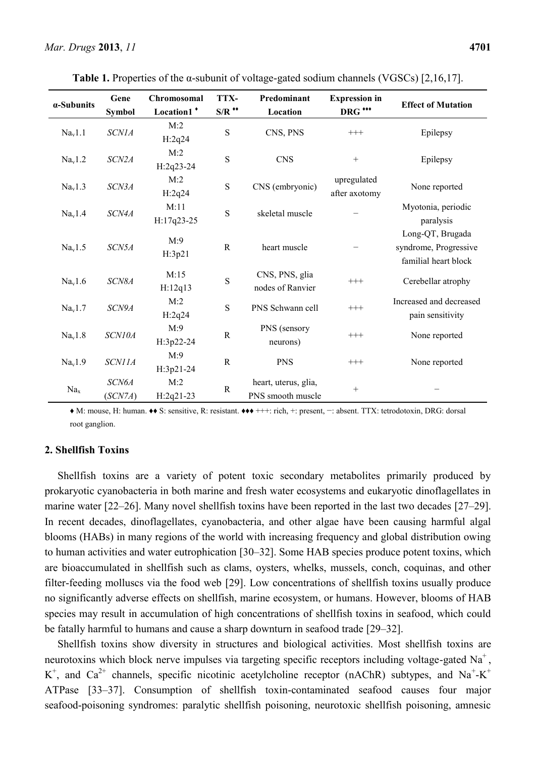**Table 1.** Properties of the α-subunit of voltage-gated sodium channels (VGSCs) [2,16,17].

| α-Subunits | Gene Symbol | Chromosomal Location1 ♦ | TTX-S/R ♦♦ | Predominant Location | Expression in DRG ♦♦♦ | Effect of Mutation |
|---|---|---|---|---|---|---|
| $Na_v1.1$ | *SCN1A* | M:2 H:2q24 | S | CNS, PNS | +++ | Epilepsy |
| $Na_v1.2$ | *SCN2A* | M:2 H:2q23-24 | S | CNS | + | Epilepsy |
| $Na_v1.3$ | *SCN3A* | M:2 H:2q24 | S | CNS (embryonic) | upregulated after axotomy | None reported |
| $Na_v1.4$ | *SCN4A* | M:11 H:17q23-25 | S | skeletal muscle | − | Myotonia, periodic paralysis |
| $Na_v1.5$ | *SCN5A* | M:9 H:3p21 | R | heart muscle | − | Long-QT, Brugada syndrome, Progressive familial heart block |
| $Na_v1.6$ | *SCN8A* | M:15 H:12q13 | S | CNS, PNS, glia nodes of Ranvier | +++ | Cerebellar atrophy |
| $Na_v1.7$ | *SCN9A* | M:2 H:2q24 | S | PNS Schwann cell | +++ | Increased and decreased pain sensitivity |
| $Na_v1.8$ | *SCN10A* | M:9 H:3p22-24 | R | PNS (sensory neurons) | +++ | None reported |
| $Na_v1.9$ | *SCN11A* | M:9 H:3p21-24 | R | PNS | +++ | None reported |
| $Na_x$ | *SCN6A* (*SCN7A*) | M:2 H:2q21-23 | R | heart, uterus, glia, PNS smooth muscle | + | − |

♦ M: mouse, H: human. ♦♦ S: sensitive, R: resistant. ♦♦♦ +++: rich, +: present, −: absent. TTX: tetrodotoxin, DRG: dorsal root ganglion.

## 2. Shellfish Toxins

Shellfish toxins are a variety of potent toxic secondary metabolites primarily produced by prokaryotic cyanobacteria in both marine and fresh water ecosystems and eukaryotic dinoflagellates in marine water [22–26]. Many novel shellfish toxins have been reported in the last two decades [27–29]. In recent decades, dinoflagellates, cyanobacteria, and other algae have been causing harmful algal blooms (HABs) in many regions of the world with increasing frequency and global distribution owing to human activities and water eutrophication [30–32]. Some HAB species produce potent toxins, which are bioaccumulated in shellfish such as clams, oysters, whelks, mussels, conch, coquinas, and other filter-feeding molluscs via the food web [29]. Low concentrations of shellfish toxins usually produce no significantly adverse effects on shellfish, marine ecosystem, or humans. However, blooms of HAB species may result in accumulation of high concentrations of shellfish toxins in seafood, which could be fatally harmful to humans and cause a sharp downturn in seafood trade [29–32].

Shellfish toxins show diversity in structures and biological activities. Most shellfish toxins are neurotoxins which block nerve impulses via targeting specific receptors including voltage-gated $Na^+$, $K^+$, and $Ca^{2+}$ channels, specific nicotinic acetylcholine receptor (nAChR) subtypes, and $Na^+$-$K^+$ ATPase [33–37]. Consumption of shellfish toxin-contaminated seafood causes four major seafood-poisoning syndromes: paralytic shellfish poisoning, neurotoxic shellfish poisoning, amnesic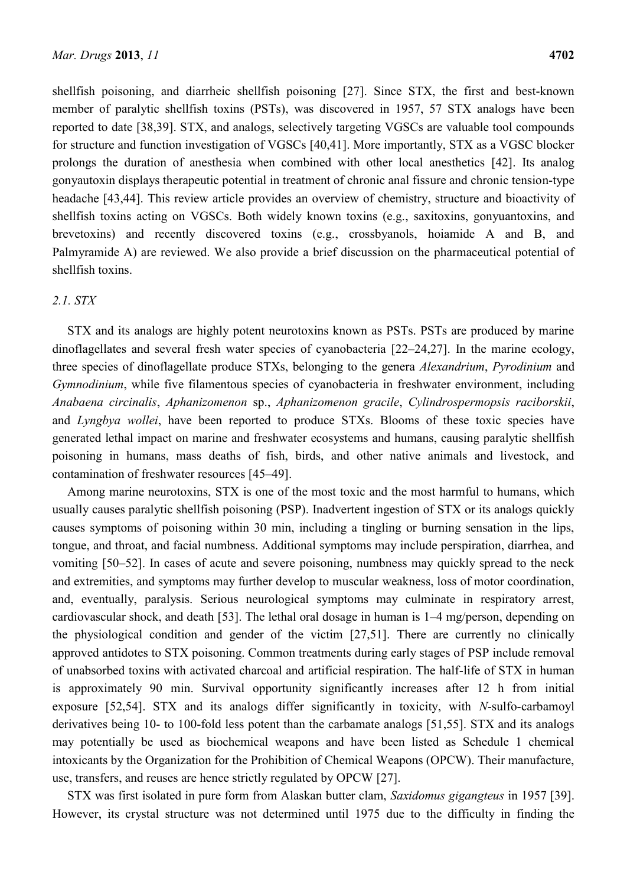shellfish poisoning, and diarrheic shellfish poisoning [27]. Since STX, the first and best-known member of paralytic shellfish toxins (PSTs), was discovered in 1957, 57 STX analogs have been reported to date [38,39]. STX, and analogs, selectively targeting VGSCs are valuable tool compounds for structure and function investigation of VGSCs [40,41]. More importantly, STX as a VGSC blocker prolongs the duration of anesthesia when combined with other local anesthetics [42]. Its analog gonyautoxin displays therapeutic potential in treatment of chronic anal fissure and chronic tension-type headache [43,44]. This review article provides an overview of chemistry, structure and bioactivity of shellfish toxins acting on VGSCs. Both widely known toxins (e.g., saxitoxins, gonyuantoxins, and brevetoxins) and recently discovered toxins (e.g., crossbyanols, hoiamide A and B, and Palmyramide A) are reviewed. We also provide a brief discussion on the pharmaceutical potential of shellfish toxins.

### *2.1. STX*

STX and its analogs are highly potent neurotoxins known as PSTs. PSTs are produced by marine dinoflagellates and several fresh water species of cyanobacteria [22–24,27]. In the marine ecology, three species of dinoflagellate produce STXs, belonging to the genera *Alexandrium*, *Pyrodinium* and *Gymnodinium*, while five filamentous species of cyanobacteria in freshwater environment, including *Anabaena circinalis*, *Aphanizomenon* sp., *Aphanizomenon gracile*, *Cylindrospermopsis raciborskii*, and *Lyngbya wollei*, have been reported to produce STXs. Blooms of these toxic species have generated lethal impact on marine and freshwater ecosystems and humans, causing paralytic shellfish poisoning in humans, mass deaths of fish, birds, and other native animals and livestock, and contamination of freshwater resources [45–49].

Among marine neurotoxins, STX is one of the most toxic and the most harmful to humans, which usually causes paralytic shellfish poisoning (PSP). Inadvertent ingestion of STX or its analogs quickly causes symptoms of poisoning within 30 min, including a tingling or burning sensation in the lips, tongue, and throat, and facial numbness. Additional symptoms may include perspiration, diarrhea, and vomiting [50–52]. In cases of acute and severe poisoning, numbness may quickly spread to the neck and extremities, and symptoms may further develop to muscular weakness, loss of motor coordination, and, eventually, paralysis. Serious neurological symptoms may culminate in respiratory arrest, cardiovascular shock, and death [53]. The lethal oral dosage in human is 1–4 mg/person, depending on the physiological condition and gender of the victim [27,51]. There are currently no clinically approved antidotes to STX poisoning. Common treatments during early stages of PSP include removal of unabsorbed toxins with activated charcoal and artificial respiration. The half-life of STX in human is approximately 90 min. Survival opportunity significantly increases after 12 h from initial exposure [52,54]. STX and its analogs differ significantly in toxicity, with *N*-sulfo-carbamoyl derivatives being 10- to 100-fold less potent than the carbamate analogs [51,55]. STX and its analogs may potentially be used as biochemical weapons and have been listed as Schedule 1 chemical intoxicants by the Organization for the Prohibition of Chemical Weapons (OPCW). Their manufacture, use, transfers, and reuses are hence strictly regulated by OPCW [27].

STX was first isolated in pure form from Alaskan butter clam, *Saxidomus gigangteus* in 1957 [39]. However, its crystal structure was not determined until 1975 due to the difficulty in finding the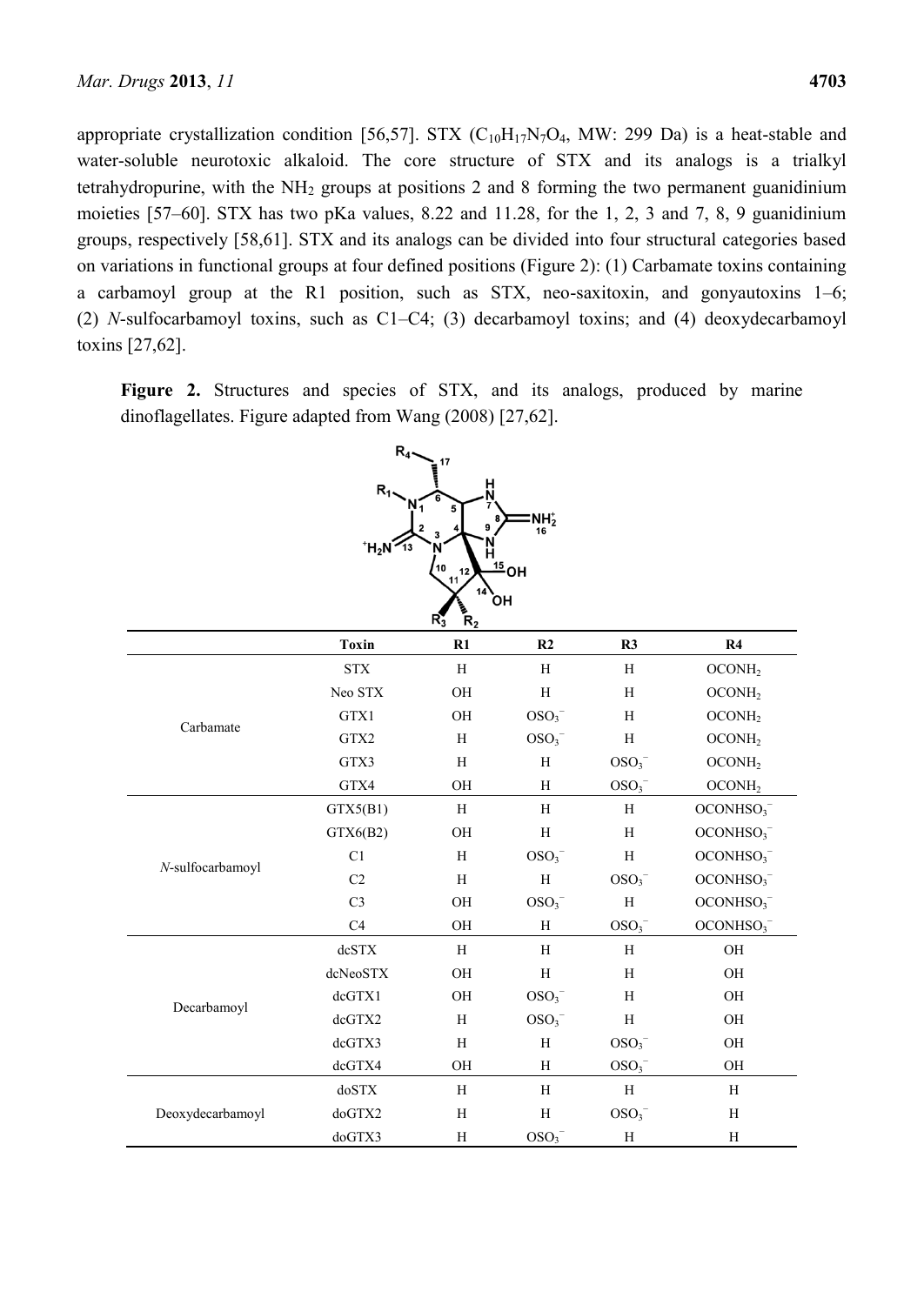appropriate crystallization condition [56,57]. STX ($C_{10}H_{17}N_7O_4$, MW: 299 Da) is a heat-stable and water-soluble neurotoxic alkaloid. The core structure of STX and its analogs is a trialkyl tetrahydropurine, with the $NH_2$ groups at positions 2 and 8 forming the two permanent guanidinium moieties [57–60]. STX has two pKa values, 8.22 and 11.28, for the 1, 2, 3 and 7, 8, 9 guanidinium groups, respectively [58,61]. STX and its analogs can be divided into four structural categories based on variations in functional groups at four defined positions (Figure 2): (1) Carbamate toxins containing a carbamoyl group at the R1 position, such as STX, neo-saxitoxin, and gonyautoxins 1–6; (2) *N*-sulfocarbamoyl toxins, such as C1–C4; (3) decarbamoyl toxins; and (4) deoxydecarbamoyl toxins [27,62].

**Figure 2.** Structures and species of STX, and its analogs, produced by marine dinoflagellates. Figure adapted from Wang (2008) [27,62].

| | Toxin | R1 | R2 | R3 | R4 |
|---|---|---|---|---|---|
| Carbamate | STX | H | H | H | $OCONH_2$ |
| | Neo STX | OH | H | H | $OCONH_2$ |
| | GTX1 | OH | $OSO_3^-$ | H | $OCONH_2$ |
| | GTX2 | H | $OSO_3^-$ | H | $OCONH_2$ |
| | GTX3 | H | H | $OSO_3^-$ | $OCONH_2$ |
| | GTX4 | OH | H | $OSO_3^-$ | $OCONH_2$ |
| *N*-sulfocarbamoyl | GTX5(B1) | H | H | H | $OCONHSO_3^-$ |
| | GTX6(B2) | OH | H | H | $OCONHSO_3^-$ |
| | C1 | H | $OSO_3^-$ | H | $OCONHSO_3^-$ |
| | C2 | H | H | $OSO_3^-$ | $OCONHSO_3^-$ |
| | C3 | OH | $OSO_3^-$ | H | $OCONHSO_3^-$ |
| | C4 | OH | H | $OSO_3^-$ | $OCONHSO_3^-$ |
| Decarbamoyl | dcSTX | H | H | H | OH |
| | dcNeoSTX | OH | H | H | OH |
| | dcGTX1 | OH | $OSO_3^-$ | H | OH |
| | dcGTX2 | H | $OSO_3^-$ | H | OH |
| | dcGTX3 | H | H | $OSO_3^-$ | OH |
| | dcGTX4 | OH | H | $OSO_3^-$ | OH |
| Deoxydecarbamoyl | doSTX | H | H | H | H |
| | doGTX2 | H | H | $OSO_3^-$ | H |
| | doGTX3 | H | $OSO_3^-$ | H | H |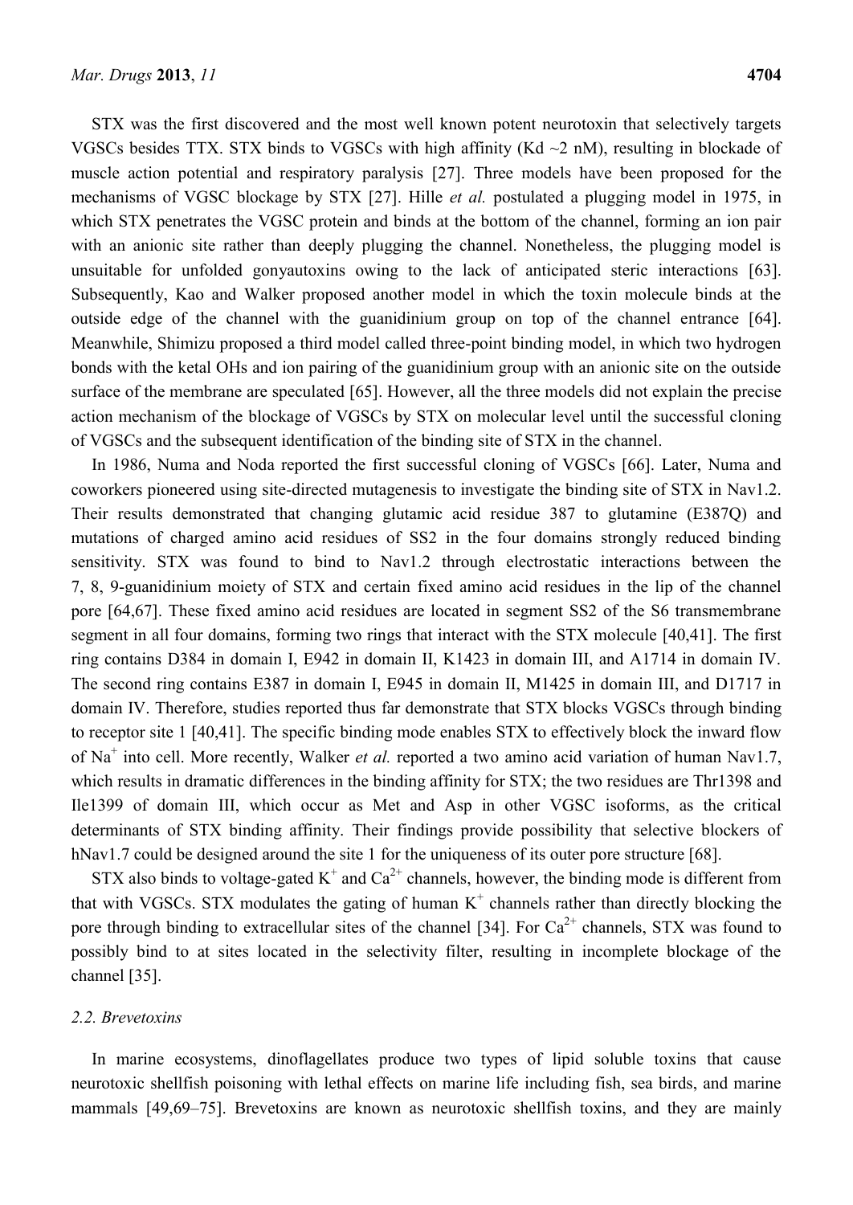STX was the first discovered and the most well known potent neurotoxin that selectively targets VGSCs besides TTX. STX binds to VGSCs with high affinity (Kd ~2 nM), resulting in blockade of muscle action potential and respiratory paralysis [27]. Three models have been proposed for the mechanisms of VGSC blockage by STX [27]. Hille *et al.* postulated a plugging model in 1975, in which STX penetrates the VGSC protein and binds at the bottom of the channel, forming an ion pair with an anionic site rather than deeply plugging the channel. Nonetheless, the plugging model is unsuitable for unfolded gonyautoxins owing to the lack of anticipated steric interactions [63]. Subsequently, Kao and Walker proposed another model in which the toxin molecule binds at the outside edge of the channel with the guanidinium group on top of the channel entrance [64]. Meanwhile, Shimizu proposed a third model called three-point binding model, in which two hydrogen bonds with the ketal OHs and ion pairing of the guanidinium group with an anionic site on the outside surface of the membrane are speculated [65]. However, all the three models did not explain the precise action mechanism of the blockage of VGSCs by STX on molecular level until the successful cloning of VGSCs and the subsequent identification of the binding site of STX in the channel.

In 1986, Numa and Noda reported the first successful cloning of VGSCs [66]. Later, Numa and coworkers pioneered using site-directed mutagenesis to investigate the binding site of STX in Nav1.2. Their results demonstrated that changing glutamic acid residue 387 to glutamine (E387Q) and mutations of charged amino acid residues of SS2 in the four domains strongly reduced binding sensitivity. STX was found to bind to Nav1.2 through electrostatic interactions between the 7, 8, 9-guanidinium moiety of STX and certain fixed amino acid residues in the lip of the channel pore [64,67]. These fixed amino acid residues are located in segment SS2 of the S6 transmembrane segment in all four domains, forming two rings that interact with the STX molecule [40,41]. The first ring contains D384 in domain I, E942 in domain II, K1423 in domain III, and A1714 in domain IV. The second ring contains E387 in domain I, E945 in domain II, M1425 in domain III, and D1717 in domain IV. Therefore, studies reported thus far demonstrate that STX blocks VGSCs through binding to receptor site 1 [40,41]. The specific binding mode enables STX to effectively block the inward flow of $Na^+$ into cell. More recently, Walker *et al.* reported a two amino acid variation of human Nav1.7, which results in dramatic differences in the binding affinity for STX; the two residues are Thr1398 and Ile1399 of domain III, which occur as Met and Asp in other VGSC isoforms, as the critical determinants of STX binding affinity. Their findings provide possibility that selective blockers of hNav1.7 could be designed around the site 1 for the uniqueness of its outer pore structure [68].

STX also binds to voltage-gated $K^+$ and $Ca^{2+}$ channels, however, the binding mode is different from that with VGSCs. STX modulates the gating of human $K^+$ channels rather than directly blocking the pore through binding to extracellular sites of the channel [34]. For $Ca^{2+}$ channels, STX was found to possibly bind to at sites located in the selectivity filter, resulting in incomplete blockage of the channel [35].

### *2.2. Brevetoxins*

In marine ecosystems, dinoflagellates produce two types of lipid soluble toxins that cause neurotoxic shellfish poisoning with lethal effects on marine life including fish, sea birds, and marine mammals [49,69–75]. Brevetoxins are known as neurotoxic shellfish toxins, and they are mainly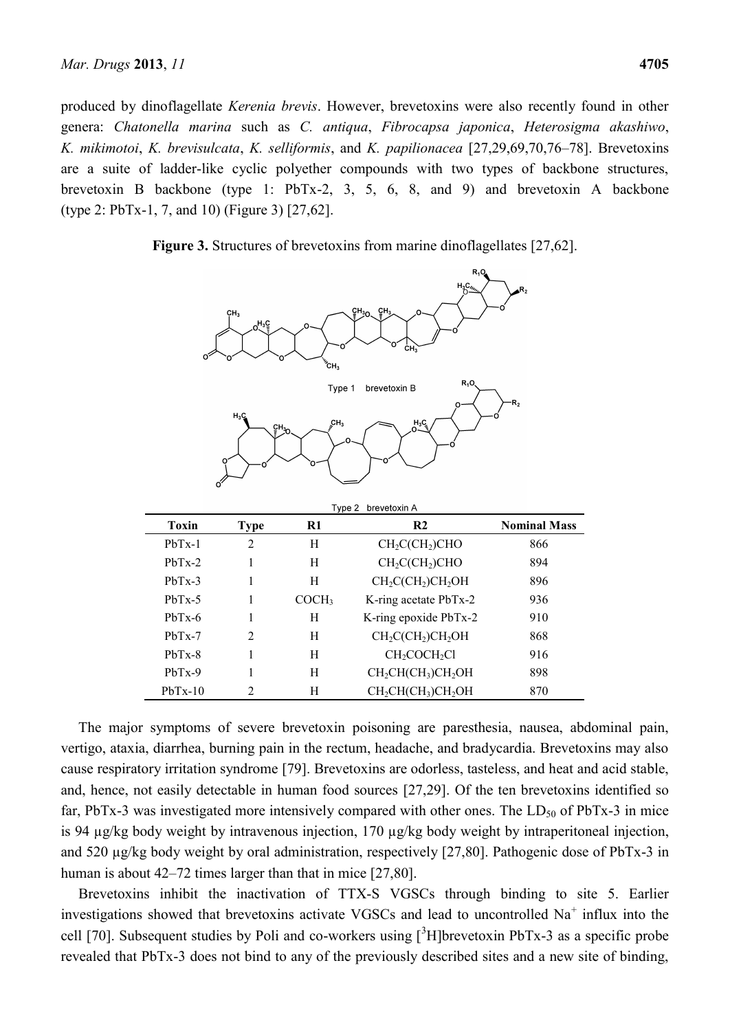produced by dinoflagellate *Kerenia brevis*. However, brevetoxins were also recently found in other genera: *Chatonella marina* such as *C. antiqua*, *Fibrocapsa japonica*, *Heterosigma akashiwo*, *K. mikimotoi*, *K. brevisulcata*, *K. selliformis*, and *K. papilionacea* [27,29,69,70,76–78]. Brevetoxins are a suite of ladder-like cyclic polyether compounds with two types of backbone structures, brevetoxin B backbone (type 1: PbTx-2, 3, 5, 6, 8, and 9) and brevetoxin A backbone (type 2: PbTx-1, 7, and 10) (Figure 3) [27,62].

**Figure 3.** Structures of brevetoxins from marine dinoflagellates [27,62].

Type 1 brevetoxin B

Type 2 brevetoxin A

| Toxin | Type | R1 | R2 | Nominal Mass |
|---|---|---|---|---|
| PbTx-1 | 2 | H | $CH_2C(CH_2)CHO$ | 866 |
| PbTx-2 | 1 | H | $CH_2C(CH_2)CHO$ | 894 |
| PbTx-3 | 1 | H | $CH_2C(CH_2)CH_2OH$ | 896 |
| PbTx-5 | 1 | $COCH_3$ | K-ring acetate PbTx-2 | 936 |
| PbTx-6 | 1 | H | K-ring epoxide PbTx-2 | 910 |
| PbTx-7 | 2 | H | $CH_2C(CH_2)CH_2OH$ | 868 |
| PbTx-8 | 1 | H | $CH_2COCH_2Cl$ | 916 |
| PbTx-9 | 1 | H | $CH_2CH(CH_3)CH_2OH$ | 898 |
| PbTx-10 | 2 | H | $CH_2CH(CH_3)CH_2OH$ | 870 |

The major symptoms of severe brevetoxin poisoning are paresthesia, nausea, abdominal pain, vertigo, ataxia, diarrhea, burning pain in the rectum, headache, and bradycardia. Brevetoxins may also cause respiratory irritation syndrome [79]. Brevetoxins are odorless, tasteless, and heat and acid stable, and, hence, not easily detectable in human food sources [27,29]. Of the ten brevetoxins identified so far, PbTx-3 was investigated more intensively compared with other ones. The $LD_{50}$ of PbTx-3 in mice is 94 µg/kg body weight by intravenous injection, 170 µg/kg body weight by intraperitoneal injection, and 520 µg/kg body weight by oral administration, respectively [27,80]. Pathogenic dose of PbTx-3 in human is about 42–72 times larger than that in mice [27,80].

Brevetoxins inhibit the inactivation of TTX-S VGSCs through binding to site 5. Earlier investigations showed that brevetoxins activate VGSCs and lead to uncontrolled $Na^+$ influx into the cell [70]. Subsequent studies by Poli and co-workers using [$^3$H]brevetoxin PbTx-3 as a specific probe revealed that PbTx-3 does not bind to any of the previously described sites and a new site of binding,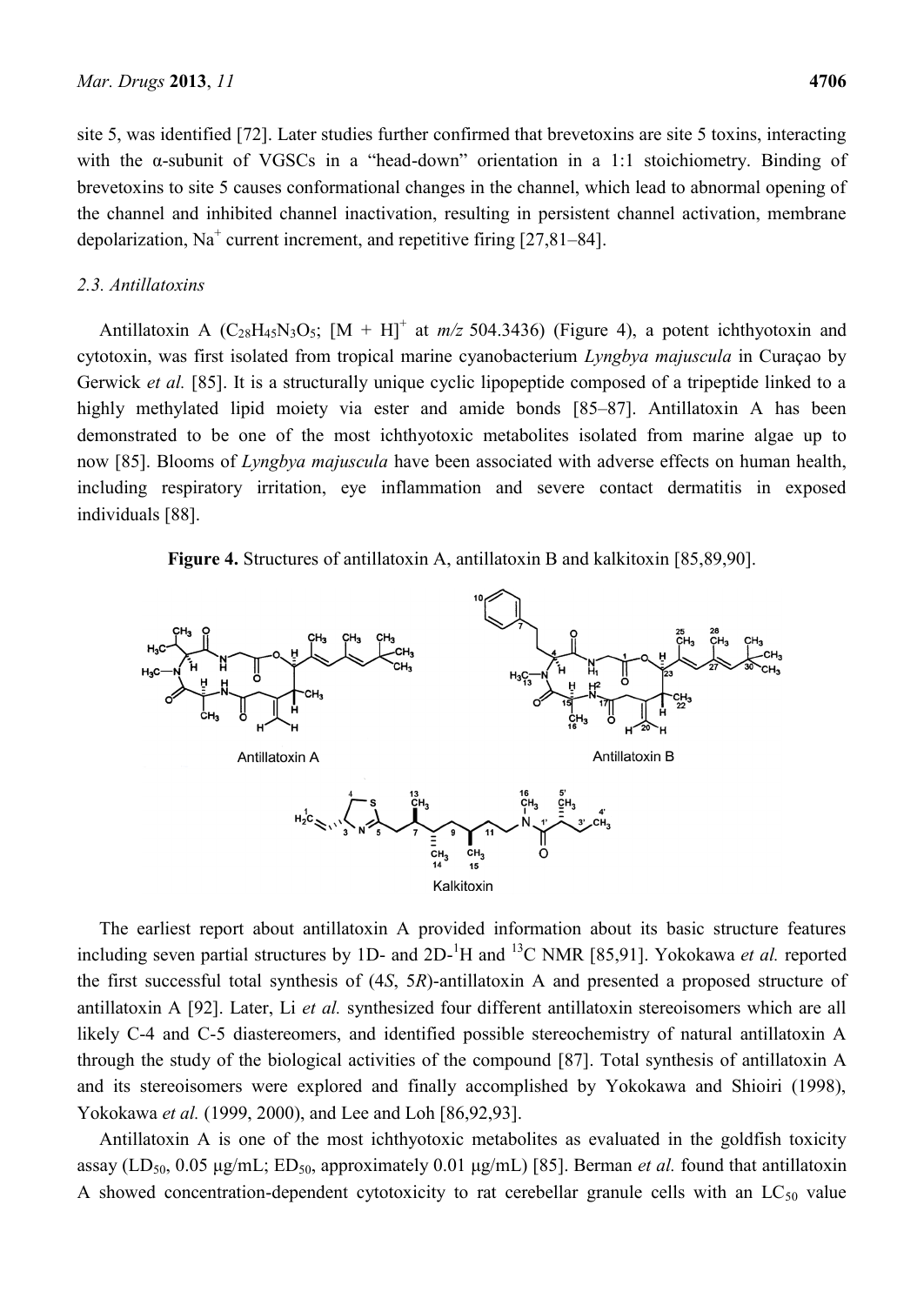site 5, was identified [72]. Later studies further confirmed that brevetoxins are site 5 toxins, interacting with the α-subunit of VGSCs in a "head-down" orientation in a 1:1 stoichiometry. Binding of brevetoxins to site 5 causes conformational changes in the channel, which lead to abnormal opening of the channel and inhibited channel inactivation, resulting in persistent channel activation, membrane depolarization, $Na^+$ current increment, and repetitive firing [27,81–84].

### 2.3. Antillatoxins

Antillatoxin A ($C_{28}H_{45}N_3O_5$; $[M + H]^+$ at *m/z* 504.3436) (Figure 4), a potent ichthyotoxin and cytotoxin, was first isolated from tropical marine cyanobacterium *Lyngbya majuscula* in Curaçao by Gerwick *et al.* [85]. It is a structurally unique cyclic lipopeptide composed of a tripeptide linked to a highly methylated lipid moiety via ester and amide bonds [85–87]. Antillatoxin A has been demonstrated to be one of the most ichthyotoxic metabolites isolated from marine algae up to now [85]. Blooms of *Lyngbya majuscula* have been associated with adverse effects on human health, including respiratory irritation, eye inflammation and severe contact dermatitis in exposed individuals [88].

**Figure 4.** Structures of antillatoxin A, antillatoxin B and kalkitoxin [85,89,90].

The earliest report about antillatoxin A provided information about its basic structure features including seven partial structures by 1D- and 2D-$^1$H and $^{13}$C NMR [85,91]. Yokokawa *et al.* reported the first successful total synthesis of (4*S*, 5*R*)-antillatoxin A and presented a proposed structure of antillatoxin A [92]. Later, Li *et al.* synthesized four different antillatoxin stereoisomers which are all likely C-4 and C-5 diastereomers, and identified possible stereochemistry of natural antillatoxin A through the study of the biological activities of the compound [87]. Total synthesis of antillatoxin A and its stereoisomers were explored and finally accomplished by Yokokawa and Shioiri (1998), Yokokawa *et al.* (1999, 2000), and Lee and Loh [86,92,93].

Antillatoxin A is one of the most ichthyotoxic metabolites as evaluated in the goldfish toxicity assay ($LD_{50}$, 0.05 μg/mL; $ED_{50}$, approximately 0.01 μg/mL) [85]. Berman *et al.* found that antillatoxin A showed concentration-dependent cytotoxicity to rat cerebellar granule cells with an $LC_{50}$ value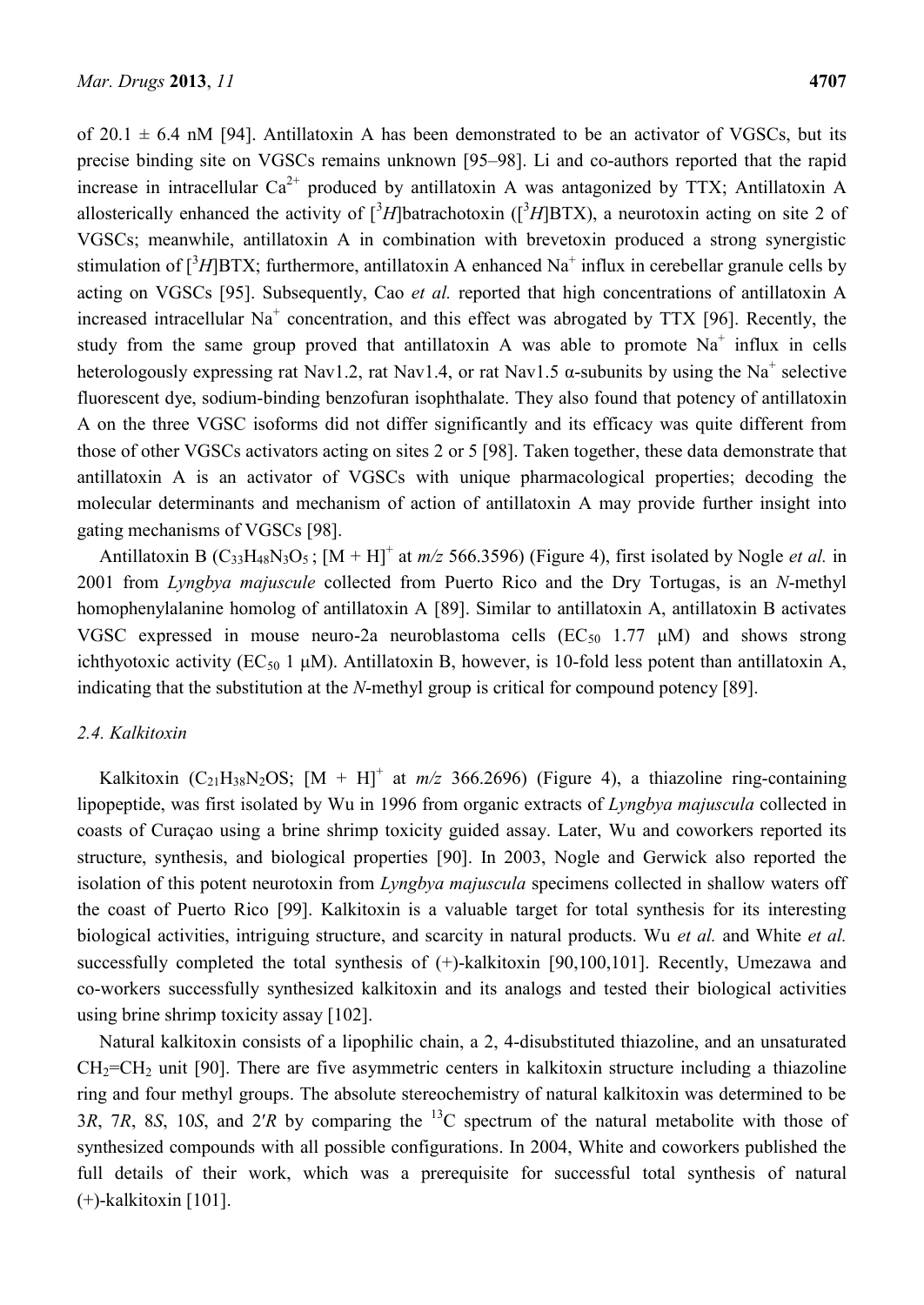of 20.1 ± 6.4 nM [94]. Antillatoxin A has been demonstrated to be an activator of VGSCs, but its precise binding site on VGSCs remains unknown [95–98]. Li and co-authors reported that the rapid increase in intracellular $Ca^{2+}$ produced by antillatoxin A was antagonized by TTX; Antillatoxin A allosterically enhanced the activity of [$^3H$]batrachotoxin ([$^3H$]BTX), a neurotoxin acting on site 2 of VGSCs; meanwhile, antillatoxin A in combination with brevetoxin produced a strong synergistic stimulation of [$^3H$]BTX; furthermore, antillatoxin A enhanced $Na^+$ influx in cerebellar granule cells by acting on VGSCs [95]. Subsequently, Cao *et al.* reported that high concentrations of antillatoxin A increased intracellular $Na^+$ concentration, and this effect was abrogated by TTX [96]. Recently, the study from the same group proved that antillatoxin A was able to promote $Na^+$ influx in cells heterologously expressing rat Nav1.2, rat Nav1.4, or rat Nav1.5 α-subunits by using the $Na^+$ selective fluorescent dye, sodium-binding benzofuran isophthalate. They also found that potency of antillatoxin A on the three VGSC isoforms did not differ significantly and its efficacy was quite different from those of other VGSCs activators acting on sites 2 or 5 [98]. Taken together, these data demonstrate that antillatoxin A is an activator of VGSCs with unique pharmacological properties; decoding the molecular determinants and mechanism of action of antillatoxin A may provide further insight into gating mechanisms of VGSCs [98].

Antillatoxin B ($C_{33}H_{48}N_3O_5$ ; $[M + H]^+$ at *m/z* 566.3596) (Figure 4), first isolated by Nogle *et al.* in 2001 from *Lyngbya majuscule* collected from Puerto Rico and the Dry Tortugas, is an *N*-methyl homophenylalanine homolog of antillatoxin A [89]. Similar to antillatoxin A, antillatoxin B activates VGSC expressed in mouse neuro-2a neuroblastoma cells ($EC_{50}$ 1.77 μM) and shows strong ichthyotoxic activity ($EC_{50}$ 1 μM). Antillatoxin B, however, is 10-fold less potent than antillatoxin A, indicating that the substitution at the *N*-methyl group is critical for compound potency [89].

### 2.4. Kalkitoxin

Kalkitoxin ($C_{21}H_{38}N_2OS$; $[M + H]^+$ at *m/z* 366.2696) (Figure 4), a thiazoline ring-containing lipopeptide, was first isolated by Wu in 1996 from organic extracts of *Lyngbya majuscula* collected in coasts of Curaçao using a brine shrimp toxicity guided assay. Later, Wu and coworkers reported its structure, synthesis, and biological properties [90]. In 2003, Nogle and Gerwick also reported the isolation of this potent neurotoxin from *Lyngbya majuscula* specimens collected in shallow waters off the coast of Puerto Rico [99]. Kalkitoxin is a valuable target for total synthesis for its interesting biological activities, intriguing structure, and scarcity in natural products. Wu *et al.* and White *et al.* successfully completed the total synthesis of (+)-kalkitoxin [90,100,101]. Recently, Umezawa and co-workers successfully synthesized kalkitoxin and its analogs and tested their biological activities using brine shrimp toxicity assay [102].

Natural kalkitoxin consists of a lipophilic chain, a 2, 4-disubstituted thiazoline, and an unsaturated $CH_2$=$CH_2$ unit [90]. There are five asymmetric centers in kalkitoxin structure including a thiazoline ring and four methyl groups. The absolute stereochemistry of natural kalkitoxin was determined to be 3*R*, 7*R*, 8*S*, 10*S*, and 2′*R* by comparing the $^{13}C$ spectrum of the natural metabolite with those of synthesized compounds with all possible configurations. In 2004, White and coworkers published the full details of their work, which was a prerequisite for successful total synthesis of natural (+)-kalkitoxin [101].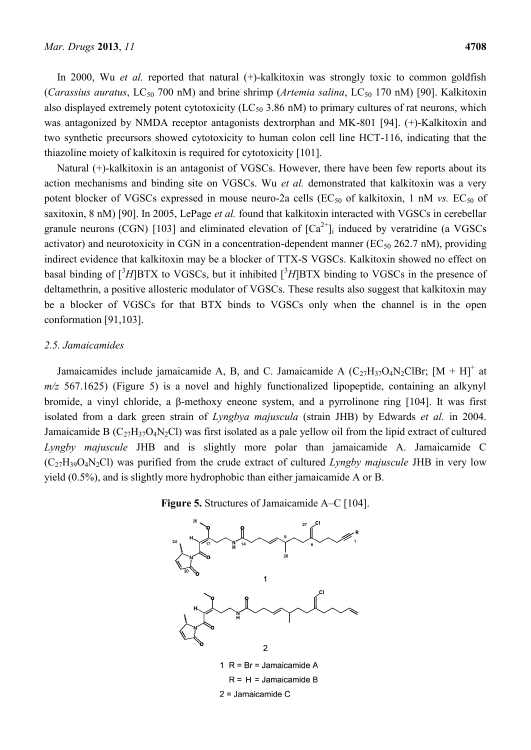In 2000, Wu *et al.* reported that natural (+)-kalkitoxin was strongly toxic to common goldfish (*Carassius auratus*, $LC_{50}$ 700 nM) and brine shrimp (*Artemia salina*, $LC_{50}$ 170 nM) [90]. Kalkitoxin also displayed extremely potent cytotoxicity ($LC_{50}$ 3.86 nM) to primary cultures of rat neurons, which was antagonized by NMDA receptor antagonists dextrorphan and MK-801 [94]. (+)-Kalkitoxin and two synthetic precursors showed cytotoxicity to human colon cell line HCT-116, indicating that the thiazoline moiety of kalkitoxin is required for cytotoxicity [101].

Natural (+)-kalkitoxin is an antagonist of VGSCs. However, there have been few reports about its action mechanisms and binding site on VGSCs. Wu *et al.* demonstrated that kalkitoxin was a very potent blocker of VGSCs expressed in mouse neuro-2a cells ($EC_{50}$ of kalkitoxin, 1 nM *vs.* $EC_{50}$ of saxitoxin, 8 nM) [90]. In 2005, LePage *et al.* found that kalkitoxin interacted with VGSCs in cerebellar granule neurons (CGN) [103] and eliminated elevation of $[Ca^{2+}]_i$ induced by veratridine (a VGSCs activator) and neurotoxicity in CGN in a concentration-dependent manner ($EC_{50}$ 262.7 nM), providing indirect evidence that kalkitoxin may be a blocker of TTX-S VGSCs. Kalkitoxin showed no effect on basal binding of [$^3H$]BTX to VGSCs, but it inhibited [$^3H$]BTX binding to VGSCs in the presence of deltamethrin, a positive allosteric modulator of VGSCs. These results also suggest that kalkitoxin may be a blocker of VGSCs for that BTX binds to VGSCs only when the channel is in the open conformation [91,103].

### 2.5. Jamaicamides

Jamaicamides include jamaicamide A, B, and C. Jamaicamide A ($C_{27}H_{37}O_4N_2ClBr$; $[M + H]^+$ at *m/z* 567.1625) (Figure 5) is a novel and highly functionalized lipopeptide, containing an alkynyl bromide, a vinyl chloride, a β-methoxy eneone system, and a pyrrolinone ring [104]. It was first isolated from a dark green strain of *Lyngbya majuscula* (strain JHB) by Edwards *et al.* in 2004. Jamaicamide B ($C_{27}H_{37}O_4N_2Cl$) was first isolated as a pale yellow oil from the lipid extract of cultured *Lyngby majuscule* JHB and is slightly more polar than jamaicamide A. Jamaicamide C ($C_{27}H_{39}O_4N_2Cl$) was purified from the crude extract of cultured *Lyngby majuscule* JHB in very low yield (0.5%), and is slightly more hydrophobic than either jamaicamide A or B.

**Figure 5.** Structures of Jamaicamide A–C [104].

1 R = Br = Jamaicamide A
R = H = Jamaicamide B
2 = Jamaicamide C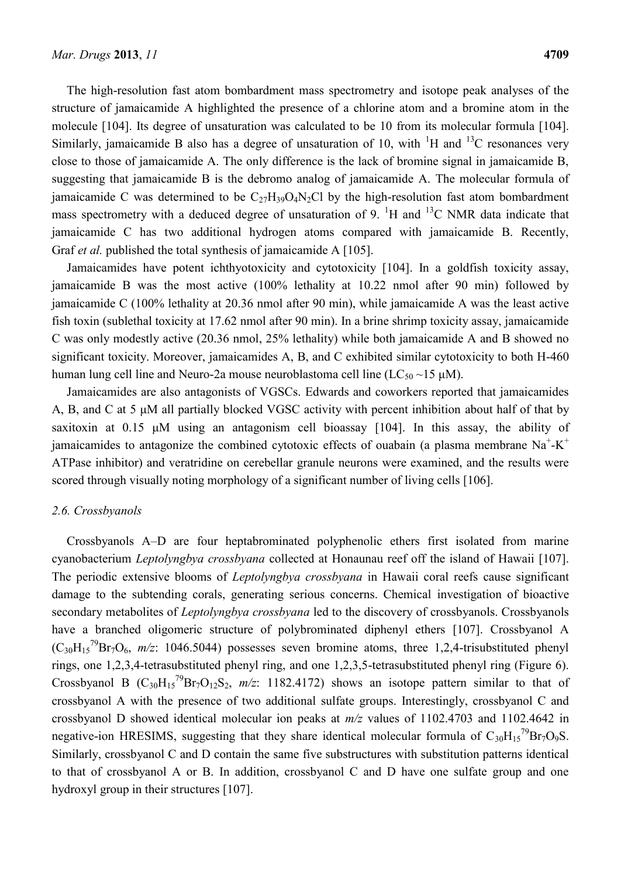The high-resolution fast atom bombardment mass spectrometry and isotope peak analyses of the structure of jamaicamide A highlighted the presence of a chlorine atom and a bromine atom in the molecule [104]. Its degree of unsaturation was calculated to be 10 from its molecular formula [104]. Similarly, jamaicamide B also has a degree of unsaturation of 10, with $^{1}H$ and $^{13}C$ resonances very close to those of jamaicamide A. The only difference is the lack of bromine signal in jamaicamide B, suggesting that jamaicamide B is the debromo analog of jamaicamide A. The molecular formula of jamaicamide C was determined to be $C_{27}H_{39}O_4N_2Cl$ by the high-resolution fast atom bombardment mass spectrometry with a deduced degree of unsaturation of 9. $^{1}H$ and $^{13}C$ NMR data indicate that jamaicamide C has two additional hydrogen atoms compared with jamaicamide B. Recently, Graf *et al.* published the total synthesis of jamaicamide A [105].

Jamaicamides have potent ichthyotoxicity and cytotoxicity [104]. In a goldfish toxicity assay, jamaicamide B was the most active (100% lethality at 10.22 nmol after 90 min) followed by jamaicamide C (100% lethality at 20.36 nmol after 90 min), while jamaicamide A was the least active fish toxin (sublethal toxicity at 17.62 nmol after 90 min). In a brine shrimp toxicity assay, jamaicamide C was only modestly active (20.36 nmol, 25% lethality) while both jamaicamide A and B showed no significant toxicity. Moreover, jamaicamides A, B, and C exhibited similar cytotoxicity to both H-460 human lung cell line and Neuro-2a mouse neuroblastoma cell line ($LC_{50}$ ~15 μM).

Jamaicamides are also antagonists of VGSCs. Edwards and coworkers reported that jamaicamides A, B, and C at 5 μM all partially blocked VGSC activity with percent inhibition about half of that by saxitoxin at 0.15 μM using an antagonism cell bioassay [104]. In this assay, the ability of jamaicamides to antagonize the combined cytotoxic effects of ouabain (a plasma membrane $Na^{+}$-$K^{+}$ ATPase inhibitor) and veratridine on cerebellar granule neurons were examined, and the results were scored through visually noting morphology of a significant number of living cells [106].

### 2.6. Crossbyanols

Crossbyanols A–D are four heptabrominated polyphenolic ethers first isolated from marine cyanobacterium *Leptolyngbya crossbyana* collected at Honaunau reef off the island of Hawaii [107]. The periodic extensive blooms of *Leptolyngbya crossbyana* in Hawaii coral reefs cause significant damage to the subtending corals, generating serious concerns. Chemical investigation of bioactive secondary metabolites of *Leptolyngbya crossbyana* led to the discovery of crossbyanols. Crossbyanols have a branched oligomeric structure of polybrominated diphenyl ethers [107]. Crossbyanol A ($C_{30}H_{15}{}^{79}Br_7O_6$, *m/z*: 1046.5044) possesses seven bromine atoms, three 1,2,4-trisubstituted phenyl rings, one 1,2,3,4-tetrasubstituted phenyl ring, and one 1,2,3,5-tetrasubstituted phenyl ring (Figure 6). Crossbyanol B ($C_{30}H_{15}{}^{79}Br_7O_{12}S_2$, *m/z*: 1182.4172) shows an isotope pattern similar to that of crossbyanol A with the presence of two additional sulfate groups. Interestingly, crossbyanol C and crossbyanol D showed identical molecular ion peaks at *m/z* values of 1102.4703 and 1102.4642 in negative-ion HRESIMS, suggesting that they share identical molecular formula of $C_{30}H_{15}{}^{79}Br_7O_9S$. Similarly, crossbyanol C and D contain the same five substructures with substitution patterns identical to that of crossbyanol A or B. In addition, crossbyanol C and D have one sulfate group and one hydroxyl group in their structures [107].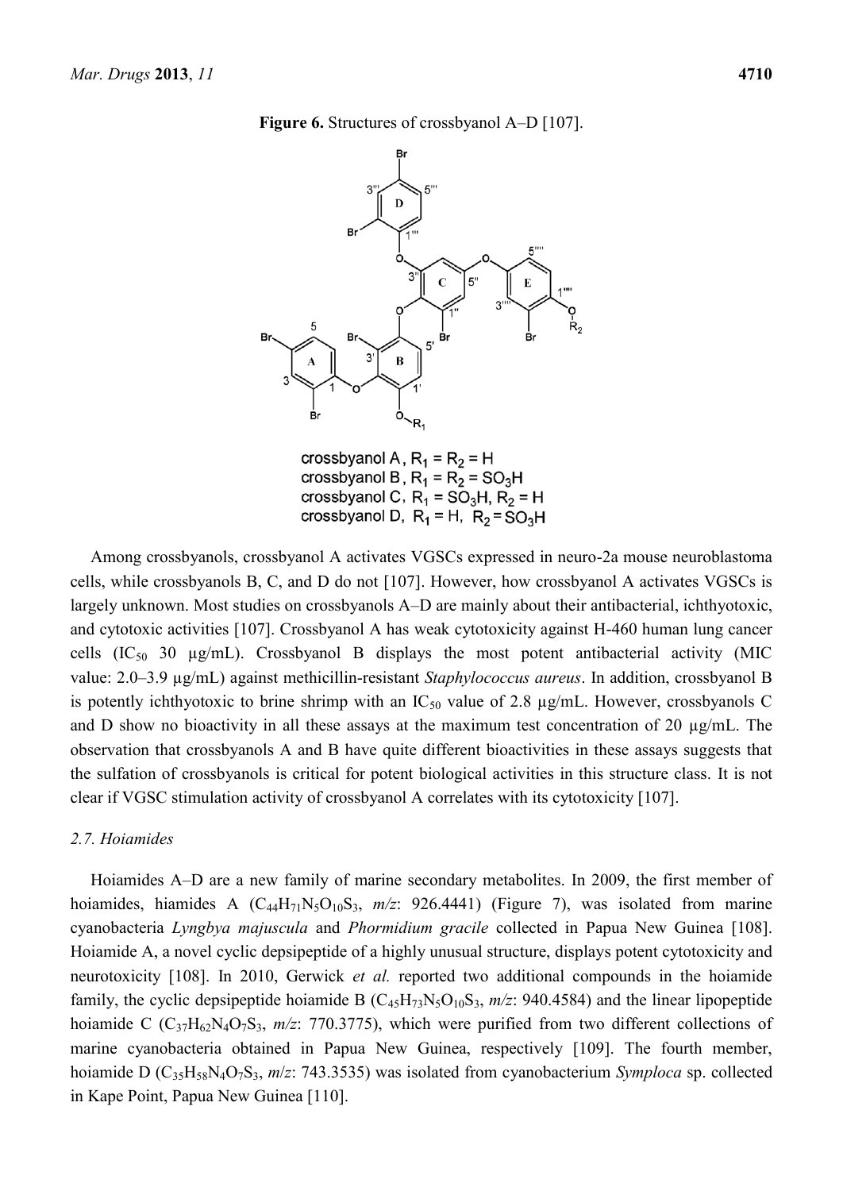**Figure 6.** Structures of crossbyanol A–D [107].

crossbyanol A, $R_1 = R_2 = H$
crossbyanol B, $R_1 = R_2 = SO_3H$
crossbyanol C, $R_1 = SO_3H$, $R_2 = H$
crossbyanol D, $R_1 = H$, $R_2 = SO_3H$

Among crossbyanols, crossbyanol A activates VGSCs expressed in neuro-2a mouse neuroblastoma cells, while crossbyanols B, C, and D do not [107]. However, how crossbyanol A activates VGSCs is largely unknown. Most studies on crossbyanols A–D are mainly about their antibacterial, ichthyotoxic, and cytotoxic activities [107]. Crossbyanol A has weak cytotoxicity against H-460 human lung cancer cells ($IC_{50}$ 30 μg/mL). Crossbyanol B displays the most potent antibacterial activity (MIC value: 2.0–3.9 μg/mL) against methicillin-resistant *Staphylococcus aureus*. In addition, crossbyanol B is potently ichthyotoxic to brine shrimp with an $IC_{50}$ value of 2.8 μg/mL. However, crossbyanols C and D show no bioactivity in all these assays at the maximum test concentration of 20 μg/mL. The observation that crossbyanols A and B have quite different bioactivities in these assays suggests that the sulfation of crossbyanols is critical for potent biological activities in this structure class. It is not clear if VGSC stimulation activity of crossbyanol A correlates with its cytotoxicity [107].

### 2.7. Hoiamides

Hoiamides A–D are a new family of marine secondary metabolites. In 2009, the first member of hoiamides, hiamides A ($C_{44}H_{71}N_5O_{10}S_3$, *m/z*: 926.4441) (Figure 7), was isolated from marine cyanobacteria *Lyngbya majuscula* and *Phormidium gracile* collected in Papua New Guinea [108]. Hoiamide A, a novel cyclic depsipeptide of a highly unusual structure, displays potent cytotoxicity and neurotoxicity [108]. In 2010, Gerwick *et al.* reported two additional compounds in the hoiamide family, the cyclic depsipeptide hoiamide B ($C_{45}H_{73}N_5O_{10}S_3$, *m/z*: 940.4584) and the linear lipopeptide hoiamide C ($C_{37}H_{62}N_4O_7S_3$, *m/z*: 770.3775), which were purified from two different collections of marine cyanobacteria obtained in Papua New Guinea, respectively [109]. The fourth member, hoiamide D ($C_{35}H_{58}N_4O_7S_3$, *m/z*: 743.3535) was isolated from cyanobacterium *Symploca* sp. collected in Kape Point, Papua New Guinea [110].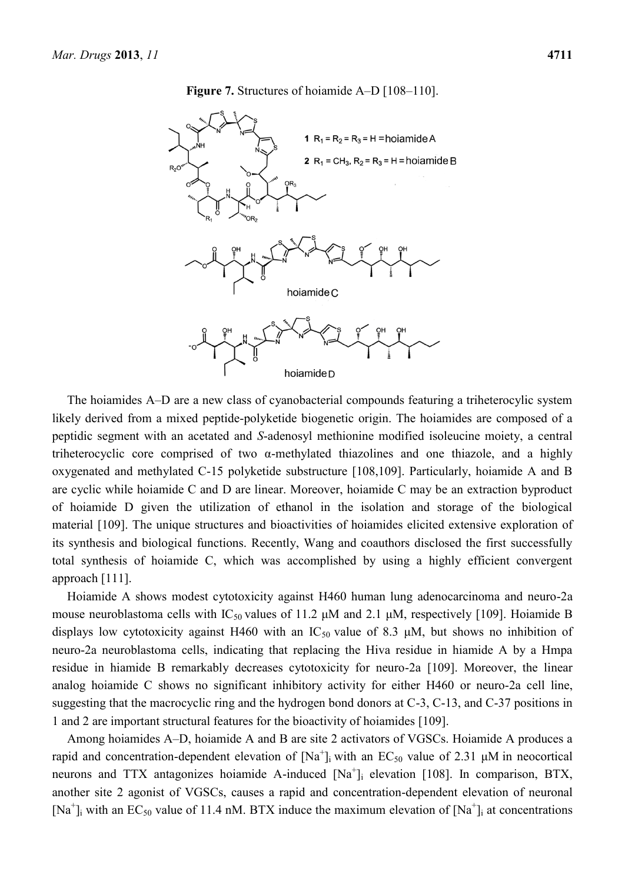**Figure 7.** Structures of hoiamide A–D [108–110].

The hoiamides A–D are a new class of cyanobacterial compounds featuring a triheterocylic system likely derived from a mixed peptide-polyketide biogenetic origin. The hoiamides are composed of a peptidic segment with an acetated and *S*-adenosyl methionine modified isoleucine moiety, a central triheterocyclic core comprised of two α-methylated thiazolines and one thiazole, and a highly oxygenated and methylated C-15 polyketide substructure [108,109]. Particularly, hoiamide A and B are cyclic while hoiamide C and D are linear. Moreover, hoiamide C may be an extraction byproduct of hoiamide D given the utilization of ethanol in the isolation and storage of the biological material [109]. The unique structures and bioactivities of hoiamides elicited extensive exploration of its synthesis and biological functions. Recently, Wang and coauthors disclosed the first successfully total synthesis of hoiamide C, which was accomplished by using a highly efficient convergent approach [111].

Hoiamide A shows modest cytotoxicity against H460 human lung adenocarcinoma and neuro-2a mouse neuroblastoma cells with $IC_{50}$ values of 11.2 μM and 2.1 μM, respectively [109]. Hoiamide B displays low cytotoxicity against H460 with an $IC_{50}$ value of 8.3 μM, but shows no inhibition of neuro-2a neuroblastoma cells, indicating that replacing the Hiva residue in hiamide A by a Hmpa residue in hiamide B remarkably decreases cytotoxicity for neuro-2a [109]. Moreover, the linear analog hoiamide C shows no significant inhibitory activity for either H460 or neuro-2a cell line, suggesting that the macrocyclic ring and the hydrogen bond donors at C-3, C-13, and C-37 positions in 1 and 2 are important structural features for the bioactivity of hoiamides [109].

Among hoiamides A–D, hoiamide A and B are site 2 activators of VGSCs. Hoiamide A produces a rapid and concentration-dependent elevation of $[Na^+]_i$ with an $EC_{50}$ value of 2.31 μM in neocortical neurons and TTX antagonizes hoiamide A-induced $[Na^+]_i$ elevation [108]. In comparison, BTX, another site 2 agonist of VGSCs, causes a rapid and concentration-dependent elevation of neuronal $[Na^+]_i$ with an $EC_{50}$ value of 11.4 nM. BTX induce the maximum elevation of $[Na^+]_i$ at concentrations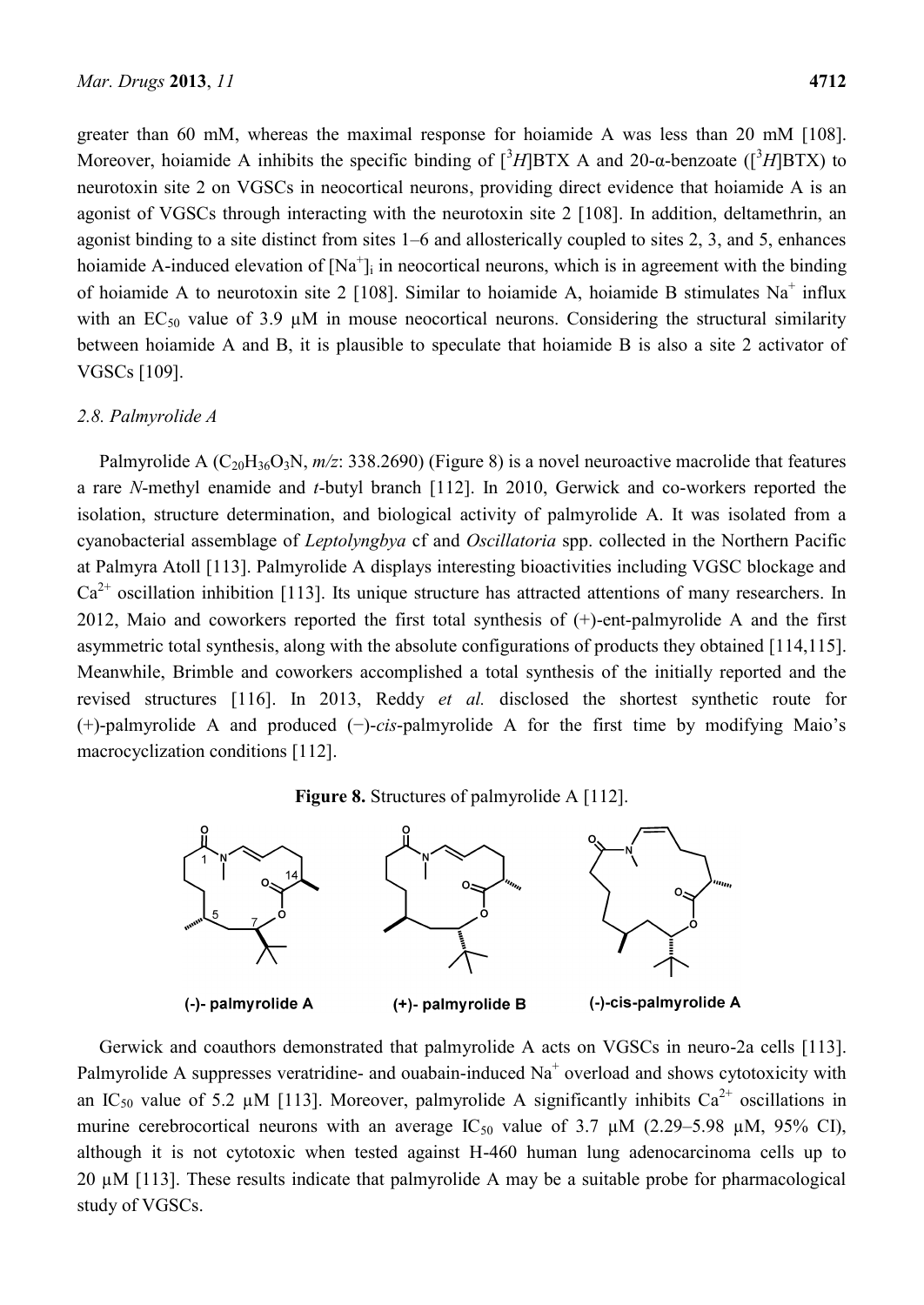greater than 60 mM, whereas the maximal response for hoiamide A was less than 20 mM [108]. Moreover, hoiamide A inhibits the specific binding of [$^{3}H$]BTX A and 20-α-benzoate ([$^{3}H$]BTX) to neurotoxin site 2 on VGSCs in neocortical neurons, providing direct evidence that hoiamide A is an agonist of VGSCs through interacting with the neurotoxin site 2 [108]. In addition, deltamethrin, an agonist binding to a site distinct from sites 1–6 and allosterically coupled to sites 2, 3, and 5, enhances hoiamide A-induced elevation of $[Na^{+}]_{i}$ in neocortical neurons, which is in agreement with the binding of hoiamide A to neurotoxin site 2 [108]. Similar to hoiamide A, hoiamide B stimulates $Na^{+}$ influx with an $EC_{50}$ value of 3.9 μM in mouse neocortical neurons. Considering the structural similarity between hoiamide A and B, it is plausible to speculate that hoiamide B is also a site 2 activator of VGSCs [109].

### *2.8. Palmyrolide A*

Palmyrolide A ($C_{20}H_{36}O_{3}N$, *m/z*: 338.2690) (Figure 8) is a novel neuroactive macrolide that features a rare *N*-methyl enamide and *t*-butyl branch [112]. In 2010, Gerwick and co-workers reported the isolation, structure determination, and biological activity of palmyrolide A. It was isolated from a cyanobacterial assemblage of *Leptolyngbya* cf and *Oscillatoria* spp. collected in the Northern Pacific at Palmyra Atoll [113]. Palmyrolide A displays interesting bioactivities including VGSC blockage and $Ca^{2+}$ oscillation inhibition [113]. Its unique structure has attracted attentions of many researchers. In 2012, Maio and coworkers reported the first total synthesis of (+)-ent-palmyrolide A and the first asymmetric total synthesis, along with the absolute configurations of products they obtained [114,115]. Meanwhile, Brimble and coworkers accomplished a total synthesis of the initially reported and the revised structures [116]. In 2013, Reddy *et al.* disclosed the shortest synthetic route for (+)-palmyrolide A and produced (−)-*cis*-palmyrolide A for the first time by modifying Maio's macrocyclization conditions [112].

**Figure 8.** Structures of palmyrolide A [112].

(-)- palmyrolide A (+)- palmyrolide B (-)-cis-palmyrolide A

Gerwick and coauthors demonstrated that palmyrolide A acts on VGSCs in neuro-2a cells [113]. Palmyrolide A suppresses veratridine- and ouabain-induced $Na^{+}$ overload and shows cytotoxicity with an $IC_{50}$ value of 5.2 μM [113]. Moreover, palmyrolide A significantly inhibits $Ca^{2+}$ oscillations in murine cerebrocortical neurons with an average $IC_{50}$ value of 3.7 μM (2.29–5.98 μM, 95% CI), although it is not cytotoxic when tested against H-460 human lung adenocarcinoma cells up to 20 μM [113]. These results indicate that palmyrolide A may be a suitable probe for pharmacological study of VGSCs.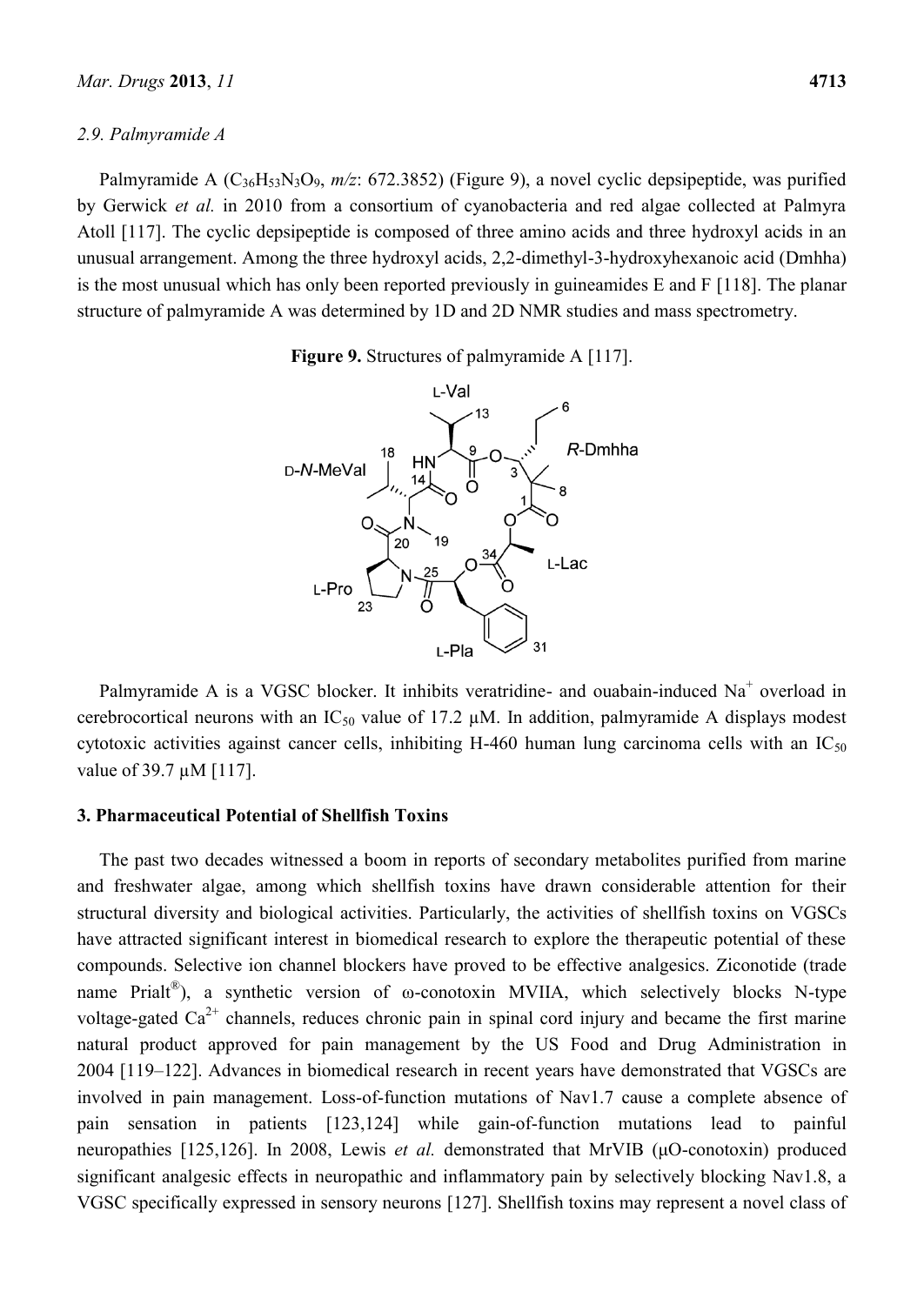### 2.9. Palmyramide A

Palmyramide A ($C_{36}H_{53}N_3O_9$, *m/z*: 672.3852) (Figure 9), a novel cyclic depsipeptide, was purified by Gerwick *et al.* in 2010 from a consortium of cyanobacteria and red algae collected at Palmyra Atoll [117]. The cyclic depsipeptide is composed of three amino acids and three hydroxyl acids in an unusual arrangement. Among the three hydroxyl acids, 2,2-dimethyl-3-hydroxyhexanoic acid (Dmhha) is the most unusual which has only been reported previously in guineamides E and F [118]. The planar structure of palmyramide A was determined by 1D and 2D NMR studies and mass spectrometry.

**Figure 9.** Structures of palmyramide A [117].

Palmyramide A is a VGSC blocker. It inhibits veratridine- and ouabain-induced $Na^+$ overload in cerebrocortical neurons with an $IC_{50}$ value of 17.2 μM. In addition, palmyramide A displays modest cytotoxic activities against cancer cells, inhibiting H-460 human lung carcinoma cells with an $IC_{50}$ value of 39.7 μM [117].

## 3. Pharmaceutical Potential of Shellfish Toxins

The past two decades witnessed a boom in reports of secondary metabolites purified from marine and freshwater algae, among which shellfish toxins have drawn considerable attention for their structural diversity and biological activities. Particularly, the activities of shellfish toxins on VGSCs have attracted significant interest in biomedical research to explore the therapeutic potential of these compounds. Selective ion channel blockers have proved to be effective analgesics. Ziconotide (trade name Prialt®), a synthetic version of ω-conotoxin MVIIA, which selectively blocks N-type voltage-gated $Ca^{2+}$ channels, reduces chronic pain in spinal cord injury and became the first marine natural product approved for pain management by the US Food and Drug Administration in 2004 [119–122]. Advances in biomedical research in recent years have demonstrated that VGSCs are involved in pain management. Loss-of-function mutations of Nav1.7 cause a complete absence of pain sensation in patients [123,124] while gain-of-function mutations lead to painful neuropathies [125,126]. In 2008, Lewis *et al.* demonstrated that MrVIB (μO-conotoxin) produced significant analgesic effects in neuropathic and inflammatory pain by selectively blocking Nav1.8, a VGSC specifically expressed in sensory neurons [127]. Shellfish toxins may represent a novel class of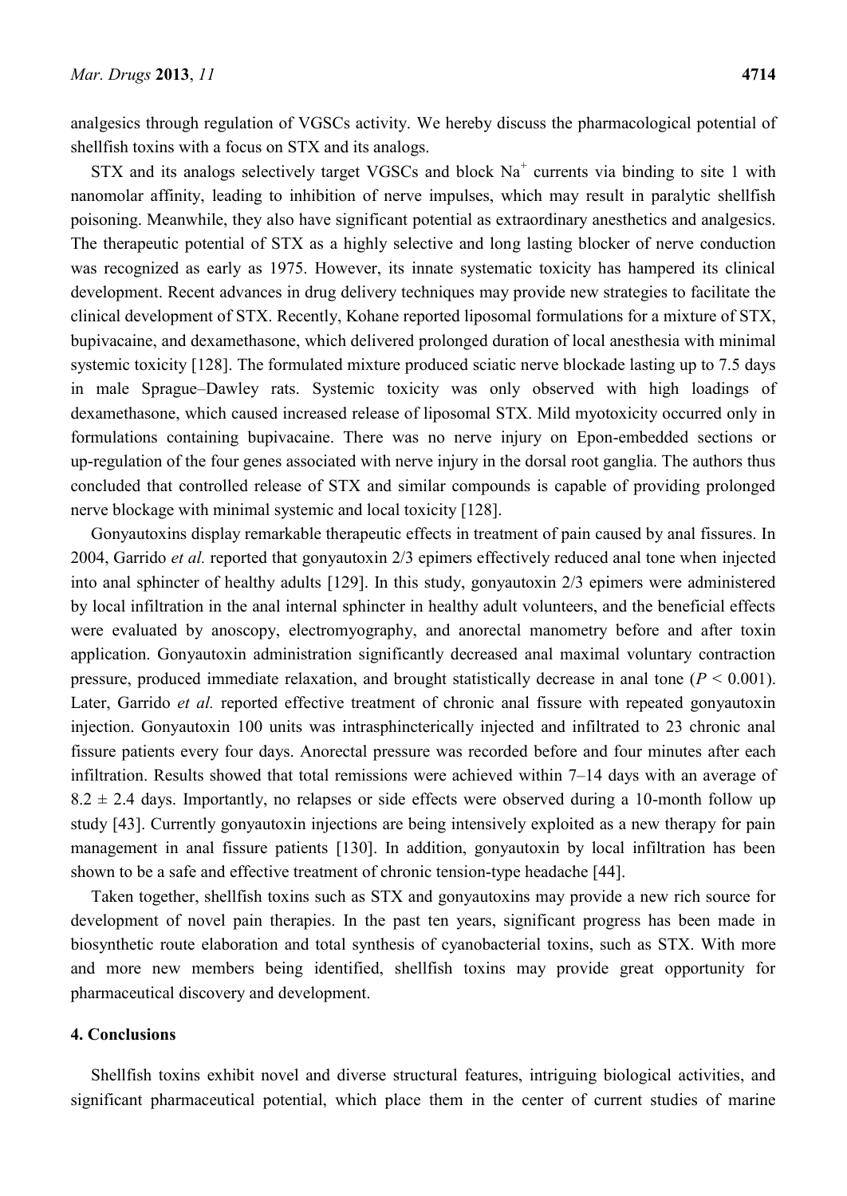analgesics through regulation of VGSCs activity. We hereby discuss the pharmacological potential of shellfish toxins with a focus on STX and its analogs.

STX and its analogs selectively target VGSCs and block $Na^+$ currents via binding to site 1 with nanomolar affinity, leading to inhibition of nerve impulses, which may result in paralytic shellfish poisoning. Meanwhile, they also have significant potential as extraordinary anesthetics and analgesics. The therapeutic potential of STX as a highly selective and long lasting blocker of nerve conduction was recognized as early as 1975. However, its innate systematic toxicity has hampered its clinical development. Recent advances in drug delivery techniques may provide new strategies to facilitate the clinical development of STX. Recently, Kohane reported liposomal formulations for a mixture of STX, bupivacaine, and dexamethasone, which delivered prolonged duration of local anesthesia with minimal systemic toxicity [128]. The formulated mixture produced sciatic nerve blockade lasting up to 7.5 days in male Sprague–Dawley rats. Systemic toxicity was only observed with high loadings of dexamethasone, which caused increased release of liposomal STX. Mild myotoxicity occurred only in formulations containing bupivacaine. There was no nerve injury on Epon-embedded sections or up-regulation of the four genes associated with nerve injury in the dorsal root ganglia. The authors thus concluded that controlled release of STX and similar compounds is capable of providing prolonged nerve blockage with minimal systemic and local toxicity [128].

Gonyautoxins display remarkable therapeutic effects in treatment of pain caused by anal fissures. In 2004, Garrido *et al.* reported that gonyautoxin 2/3 epimers effectively reduced anal tone when injected into anal sphincter of healthy adults [129]. In this study, gonyautoxin 2/3 epimers were administered by local infiltration in the anal internal sphincter in healthy adult volunteers, and the beneficial effects were evaluated by anoscopy, electromyography, and anorectal manometry before and after toxin application. Gonyautoxin administration significantly decreased anal maximal voluntary contraction pressure, produced immediate relaxation, and brought statistically decrease in anal tone ($P < 0.001$). Later, Garrido *et al.* reported effective treatment of chronic anal fissure with repeated gonyautoxin injection. Gonyautoxin 100 units was intrasphincterically injected and infiltrated to 23 chronic anal fissure patients every four days. Anorectal pressure was recorded before and four minutes after each infiltration. Results showed that total remissions were achieved within 7–14 days with an average of $8.2 \pm 2.4$ days. Importantly, no relapses or side effects were observed during a 10-month follow up study [43]. Currently gonyautoxin injections are being intensively exploited as a new therapy for pain management in anal fissure patients [130]. In addition, gonyautoxin by local infiltration has been shown to be a safe and effective treatment of chronic tension-type headache [44].

Taken together, shellfish toxins such as STX and gonyautoxins may provide a new rich source for development of novel pain therapies. In the past ten years, significant progress has been made in biosynthetic route elaboration and total synthesis of cyanobacterial toxins, such as STX. With more and more new members being identified, shellfish toxins may provide great opportunity for pharmaceutical discovery and development.

## 4. Conclusions

Shellfish toxins exhibit novel and diverse structural features, intriguing biological activities, and significant pharmaceutical potential, which place them in the center of current studies of marine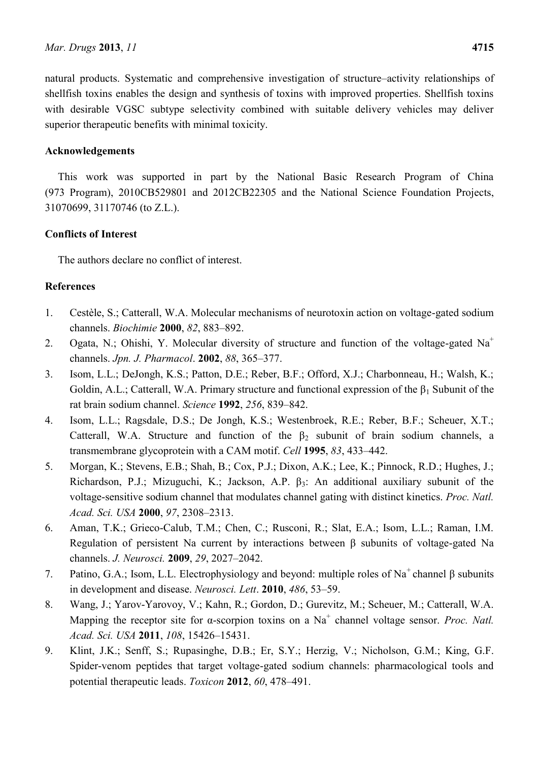natural products. Systematic and comprehensive investigation of structure–activity relationships of shellfish toxins enables the design and synthesis of toxins with improved properties. Shellfish toxins with desirable VGSC subtype selectivity combined with suitable delivery vehicles may deliver superior therapeutic benefits with minimal toxicity.

## Acknowledgements

This work was supported in part by the National Basic Research Program of China (973 Program), 2010CB529801 and 2012CB22305 and the National Science Foundation Projects, 31070699, 31170746 (to Z.L.).

## Conflicts of Interest

The authors declare no conflict of interest.

## References

1. Cestèle, S.; Catterall, W.A. Molecular mechanisms of neurotoxin action on voltage-gated sodium channels. *Biochimie* **2000**, *82*, 883–892.
2. Ogata, N.; Ohishi, Y. Molecular diversity of structure and function of the voltage-gated $Na^+$ channels. *Jpn. J. Pharmacol*. **2002**, *88*, 365–377.
3. Isom, L.L.; DeJongh, K.S.; Patton, D.E.; Reber, B.F.; Offord, X.J.; Charbonneau, H.; Walsh, K.; Goldin, A.L.; Catterall, W.A. Primary structure and functional expression of the $\beta_1$ Subunit of the rat brain sodium channel. *Science* **1992**, *256*, 839–842.
4. Isom, L.L.; Ragsdale, D.S.; De Jongh, K.S.; Westenbroek, R.E.; Reber, B.F.; Scheuer, X.T.; Catterall, W.A. Structure and function of the $\beta_2$ subunit of brain sodium channels, a transmembrane glycoprotein with a CAM motif. *Cell* **1995**, *83*, 433–442.
5. Morgan, K.; Stevens, E.B.; Shah, B.; Cox, P.J.; Dixon, A.K.; Lee, K.; Pinnock, R.D.; Hughes, J.; Richardson, P.J.; Mizuguchi, K.; Jackson, A.P. $\beta_3$: An additional auxiliary subunit of the voltage-sensitive sodium channel that modulates channel gating with distinct kinetics. *Proc. Natl. Acad. Sci. USA* **2000**, *97*, 2308–2313.
6. Aman, T.K.; Grieco-Calub, T.M.; Chen, C.; Rusconi, R.; Slat, E.A.; Isom, L.L.; Raman, I.M. Regulation of persistent Na current by interactions between β subunits of voltage-gated Na channels. *J. Neurosci.* **2009**, *29*, 2027–2042.
7. Patino, G.A.; Isom, L.L. Electrophysiology and beyond: multiple roles of $Na^+$ channel β subunits in development and disease. *Neurosci. Lett*. **2010**, *486*, 53–59.
8. Wang, J.; Yarov-Yarovoy, V.; Kahn, R.; Gordon, D.; Gurevitz, M.; Scheuer, M.; Catterall, W.A. Mapping the receptor site for α-scorpion toxins on a $Na^+$ channel voltage sensor. *Proc. Natl. Acad. Sci. USA* **2011**, *108*, 15426–15431.
9. Klint, J.K.; Senff, S.; Rupasinghe, D.B.; Er, S.Y.; Herzig, V.; Nicholson, G.M.; King, G.F. Spider-venom peptides that target voltage-gated sodium channels: pharmacological tools and potential therapeutic leads. *Toxicon* **2012**, *60*, 478–491.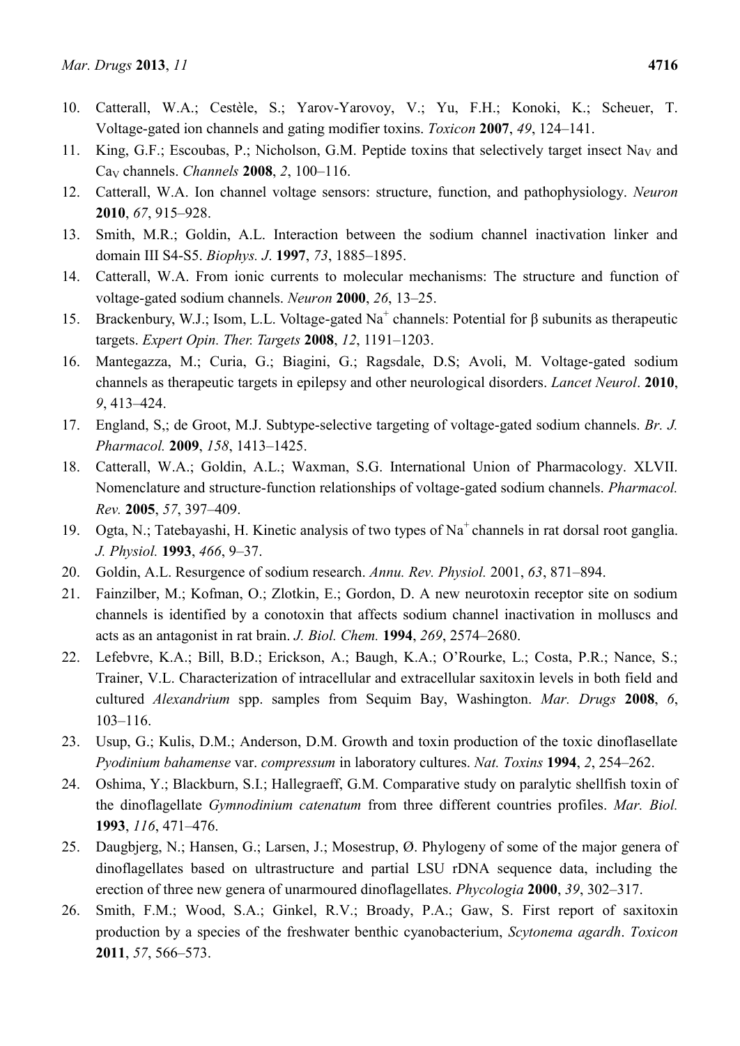10. Catterall, W.A.; Cestèle, S.; Yarov-Yarovoy, V.; Yu, F.H.; Konoki, K.; Scheuer, T. Voltage-gated ion channels and gating modifier toxins. *Toxicon* **2007**, *49*, 124–141.
11. King, G.F.; Escoubas, P.; Nicholson, G.M. Peptide toxins that selectively target insect $Na_V$ and $Ca_V$ channels. *Channels* **2008**, *2*, 100–116.
12. Catterall, W.A. Ion channel voltage sensors: structure, function, and pathophysiology. *Neuron* **2010**, *67*, 915–928.
13. Smith, M.R.; Goldin, A.L. Interaction between the sodium channel inactivation linker and domain III S4-S5. *Biophys. J*. **1997**, *73*, 1885–1895.
14. Catterall, W.A. From ionic currents to molecular mechanisms: The structure and function of voltage-gated sodium channels. *Neuron* **2000**, *26*, 13–25.
15. Brackenbury, W.J.; Isom, L.L. Voltage-gated $Na^+$ channels: Potential for β subunits as therapeutic targets. *Expert Opin. Ther. Targets* **2008**, *12*, 1191–1203.
16. Mantegazza, M.; Curia, G.; Biagini, G.; Ragsdale, D.S; Avoli, M. Voltage-gated sodium channels as therapeutic targets in epilepsy and other neurological disorders. *Lancet Neurol*. **2010**, *9*, 413–424.
17. England, S,; de Groot, M.J. Subtype-selective targeting of voltage-gated sodium channels. *Br. J. Pharmacol.* **2009**, *158*, 1413–1425.
18. Catterall, W.A.; Goldin, A.L.; Waxman, S.G. International Union of Pharmacology. XLVII. Nomenclature and structure-function relationships of voltage-gated sodium channels. *Pharmacol. Rev.* **2005**, *57*, 397–409.
19. Ogta, N.; Tatebayashi, H. Kinetic analysis of two types of $Na^+$ channels in rat dorsal root ganglia. *J. Physiol.* **1993**, *466*, 9–37.
20. Goldin, A.L. Resurgence of sodium research. *Annu. Rev. Physiol.* 2001, *63*, 871–894.
21. Fainzilber, M.; Kofman, O.; Zlotkin, E.; Gordon, D. A new neurotoxin receptor site on sodium channels is identified by a conotoxin that affects sodium channel inactivation in molluscs and acts as an antagonist in rat brain. *J. Biol. Chem.* **1994**, *269*, 2574–2680.
22. Lefebvre, K.A.; Bill, B.D.; Erickson, A.; Baugh, K.A.; O'Rourke, L.; Costa, P.R.; Nance, S.; Trainer, V.L. Characterization of intracellular and extracellular saxitoxin levels in both field and cultured *Alexandrium* spp. samples from Sequim Bay, Washington. *Mar. Drugs* **2008**, *6*, 103–116.
23. Usup, G.; Kulis, D.M.; Anderson, D.M. Growth and toxin production of the toxic dinoflasellate *Pyodinium bahamense* var. *compressum* in laboratory cultures. *Nat. Toxins* **1994**, *2*, 254–262.
24. Oshima, Y.; Blackburn, S.I.; Hallegraeff, G.M. Comparative study on paralytic shellfish toxin of the dinoflagellate *Gymnodinium catenatum* from three different countries profiles. *Mar. Biol.* **1993**, *116*, 471–476.
25. Daugbjerg, N.; Hansen, G.; Larsen, J.; Mosestrup, Ø. Phylogeny of some of the major genera of dinoflagellates based on ultrastructure and partial LSU rDNA sequence data, including the erection of three new genera of unarmoured dinoflagellates. *Phycologia* **2000**, *39*, 302–317.
26. Smith, F.M.; Wood, S.A.; Ginkel, R.V.; Broady, P.A.; Gaw, S. First report of saxitoxin production by a species of the freshwater benthic cyanobacterium, *Scytonema agardh*. *Toxicon* **2011**, *57*, 566–573.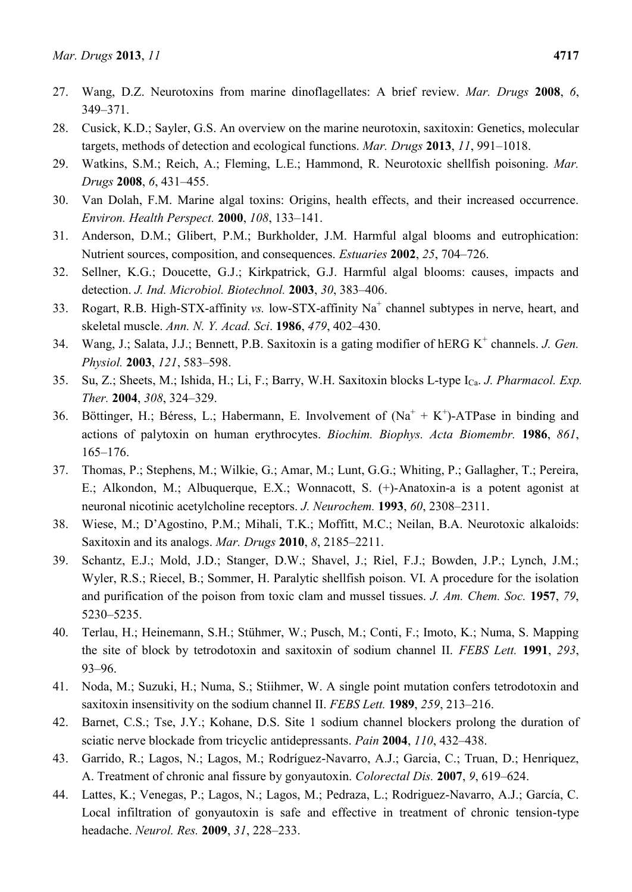27. Wang, D.Z. Neurotoxins from marine dinoflagellates: A brief review. *Mar. Drugs* **2008**, *6*, 349–371.
28. Cusick, K.D.; Sayler, G.S. An overview on the marine neurotoxin, saxitoxin: Genetics, molecular targets, methods of detection and ecological functions. *Mar. Drugs* **2013**, *11*, 991–1018.
29. Watkins, S.M.; Reich, A.; Fleming, L.E.; Hammond, R. Neurotoxic shellfish poisoning. *Mar. Drugs* **2008**, *6*, 431–455.
30. Van Dolah, F.M. Marine algal toxins: Origins, health effects, and their increased occurrence. *Environ. Health Perspect.* **2000**, *108*, 133–141.
31. Anderson, D.M.; Glibert, P.M.; Burkholder, J.M. Harmful algal blooms and eutrophication: Nutrient sources, composition, and consequences. *Estuaries* **2002**, *25*, 704–726.
32. Sellner, K.G.; Doucette, G.J.; Kirkpatrick, G.J. Harmful algal blooms: causes, impacts and detection. *J. Ind. Microbiol. Biotechnol.* **2003**, *30*, 383–406.
33. Rogart, R.B. High-STX-affinity *vs.* low-STX-affinity $Na^+$ channel subtypes in nerve, heart, and skeletal muscle. *Ann. N. Y. Acad. Sci*. **1986**, *479*, 402–430.
34. Wang, J.; Salata, J.J.; Bennett, P.B. Saxitoxin is a gating modifier of hERG $K^+$ channels. *J. Gen. Physiol.* **2003**, *121*, 583–598.
35. Su, Z.; Sheets, M.; Ishida, H.; Li, F.; Barry, W.H. Saxitoxin blocks L-type $I_{Ca}$. *J. Pharmacol. Exp. Ther.* **2004**, *308*, 324–329.
36. Böttinger, H.; Béress, L.; Habermann, E. Involvement of ($Na^+$ + $K^+$)-ATPase in binding and actions of palytoxin on human erythrocytes. *Biochim. Biophys. Acta Biomembr.* **1986**, *861*, 165–176.
37. Thomas, P.; Stephens, M.; Wilkie, G.; Amar, M.; Lunt, G.G.; Whiting, P.; Gallagher, T.; Pereira, E.; Alkondon, M.; Albuquerque, E.X.; Wonnacott, S. (+)-Anatoxin-a is a potent agonist at neuronal nicotinic acetylcholine receptors. *J. Neurochem.* **1993**, *60*, 2308–2311.
38. Wiese, M.; D'Agostino, P.M.; Mihali, T.K.; Moffitt, M.C.; Neilan, B.A. Neurotoxic alkaloids: Saxitoxin and its analogs. *Mar. Drugs* **2010**, *8*, 2185–2211.
39. Schantz, E.J.; Mold, J.D.; Stanger, D.W.; Shavel, J.; Riel, F.J.; Bowden, J.P.; Lynch, J.M.; Wyler, R.S.; Riecel, B.; Sommer, H. Paralytic shellfish poison. VI. A procedure for the isolation and purification of the poison from toxic clam and mussel tissues. *J. Am. Chem. Soc.* **1957**, *79*, 5230–5235.
40. Terlau, H.; Heinemann, S.H.; Stühmer, W.; Pusch, M.; Conti, F.; Imoto, K.; Numa, S. Mapping the site of block by tetrodotoxin and saxitoxin of sodium channel II. *FEBS Lett.* **1991**, *293*, 93–96.
41. Noda, M.; Suzuki, H.; Numa, S.; Stiihmer, W. A single point mutation confers tetrodotoxin and saxitoxin insensitivity on the sodium channel II. *FEBS Lett.* **1989**, *259*, 213–216.
42. Barnet, C.S.; Tse, J.Y.; Kohane, D.S. Site 1 sodium channel blockers prolong the duration of sciatic nerve blockade from tricyclic antidepressants. *Pain* **2004**, *110*, 432–438.
43. Garrido, R.; Lagos, N.; Lagos, M.; Rodríguez-Navarro, A.J.; Garcia, C.; Truan, D.; Henriquez, A. Treatment of chronic anal fissure by gonyautoxin. *Colorectal Dis.* **2007**, *9*, 619–624.
44. Lattes, K.; Venegas, P.; Lagos, N.; Lagos, M.; Pedraza, L.; Rodriguez-Navarro, A.J.; García, C. Local infiltration of gonyautoxin is safe and effective in treatment of chronic tension-type headache. *Neurol. Res.* **2009**, *31*, 228–233.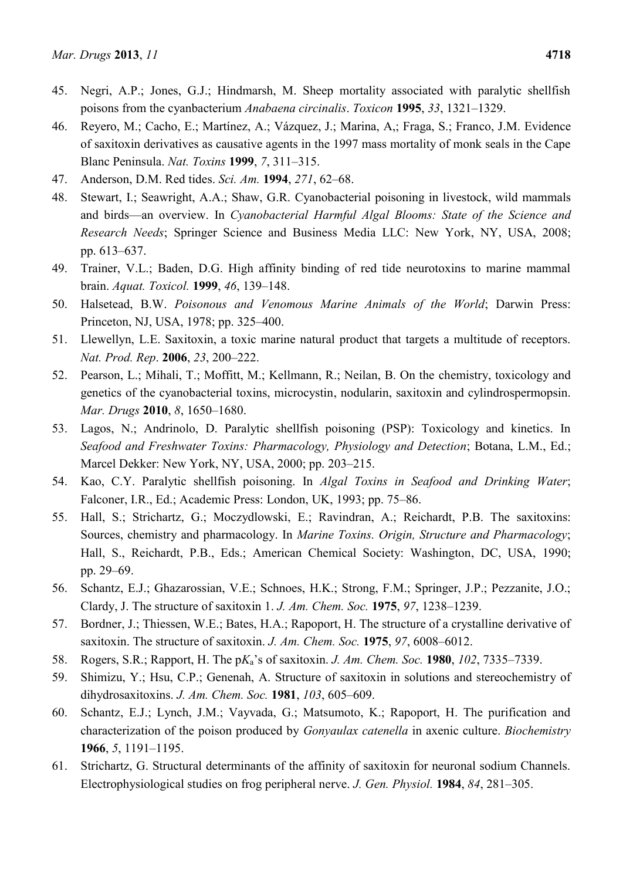45. Negri, A.P.; Jones, G.J.; Hindmarsh, M. Sheep mortality associated with paralytic shellfish poisons from the cyanbacterium *Anabaena circinalis*. *Toxicon* **1995**, *33*, 1321–1329.
46. Reyero, M.; Cacho, E.; Martínez, A.; Vázquez, J.; Marina, A,; Fraga, S.; Franco, J.M. Evidence of saxitoxin derivatives as causative agents in the 1997 mass mortality of monk seals in the Cape Blanc Peninsula. *Nat. Toxins* **1999**, *7*, 311–315.
47. Anderson, D.M. Red tides. *Sci. Am.* **1994**, *271*, 62–68.
48. Stewart, I.; Seawright, A.A.; Shaw, G.R. Cyanobacterial poisoning in livestock, wild mammals and birds—an overview. In *Cyanobacterial Harmful Algal Blooms: State of the Science and Research Needs*; Springer Science and Business Media LLC: New York, NY, USA, 2008; pp. 613–637.
49. Trainer, V.L.; Baden, D.G. High affinity binding of red tide neurotoxins to marine mammal brain. *Aquat. Toxicol.* **1999**, *46*, 139–148.
50. Halsetead, B.W. *Poisonous and Venomous Marine Animals of the World*; Darwin Press: Princeton, NJ, USA, 1978; pp. 325–400.
51. Llewellyn, L.E. Saxitoxin, a toxic marine natural product that targets a multitude of receptors. *Nat. Prod. Rep*. **2006**, *23*, 200–222.
52. Pearson, L.; Mihali, T.; Moffitt, M.; Kellmann, R.; Neilan, B. On the chemistry, toxicology and genetics of the cyanobacterial toxins, microcystin, nodularin, saxitoxin and cylindrospermopsin. *Mar. Drugs* **2010**, *8*, 1650–1680.
53. Lagos, N.; Andrinolo, D. Paralytic shellfish poisoning (PSP): Toxicology and kinetics. In *Seafood and Freshwater Toxins: Pharmacology, Physiology and Detection*; Botana, L.M., Ed.; Marcel Dekker: New York, NY, USA, 2000; pp. 203–215.
54. Kao, C.Y. Paralytic shellfish poisoning. In *Algal Toxins in Seafood and Drinking Water*; Falconer, I.R., Ed.; Academic Press: London, UK, 1993; pp. 75–86.
55. Hall, S.; Strichartz, G.; Moczydlowski, E.; Ravindran, A.; Reichardt, P.B. The saxitoxins: Sources, chemistry and pharmacology. In *Marine Toxins. Origin, Structure and Pharmacology*; Hall, S., Reichardt, P.B., Eds.; American Chemical Society: Washington, DC, USA, 1990; pp. 29–69.
56. Schantz, E.J.; Ghazarossian, V.E.; Schnoes, H.K.; Strong, F.M.; Springer, J.P.; Pezzanite, J.O.; Clardy, J. The structure of saxitoxin 1. *J. Am. Chem. Soc.* **1975**, *97*, 1238–1239.
57. Bordner, J.; Thiessen, W.E.; Bates, H.A.; Rapoport, H. The structure of a crystalline derivative of saxitoxin. The structure of saxitoxin. *J. Am. Chem. Soc.* **1975**, *97*, 6008–6012.
58. Rogers, S.R.; Rapport, H. The p$K_a$'s of saxitoxin. *J. Am. Chem. Soc.* **1980**, *102*, 7335–7339.
59. Shimizu, Y.; Hsu, C.P.; Genenah, A. Structure of saxitoxin in solutions and stereochemistry of dihydrosaxitoxins. *J. Am. Chem. Soc.* **1981**, *103*, 605–609.
60. Schantz, E.J.; Lynch, J.M.; Vayvada, G.; Matsumoto, K.; Rapoport, H. The purification and characterization of the poison produced by *Gonyaulax catenella* in axenic culture. *Biochemistry* **1966**, *5*, 1191–1195.
61. Strichartz, G. Structural determinants of the affinity of saxitoxin for neuronal sodium Channels. Electrophysiological studies on frog peripheral nerve. *J. Gen. Physiol.* **1984**, *84*, 281–305.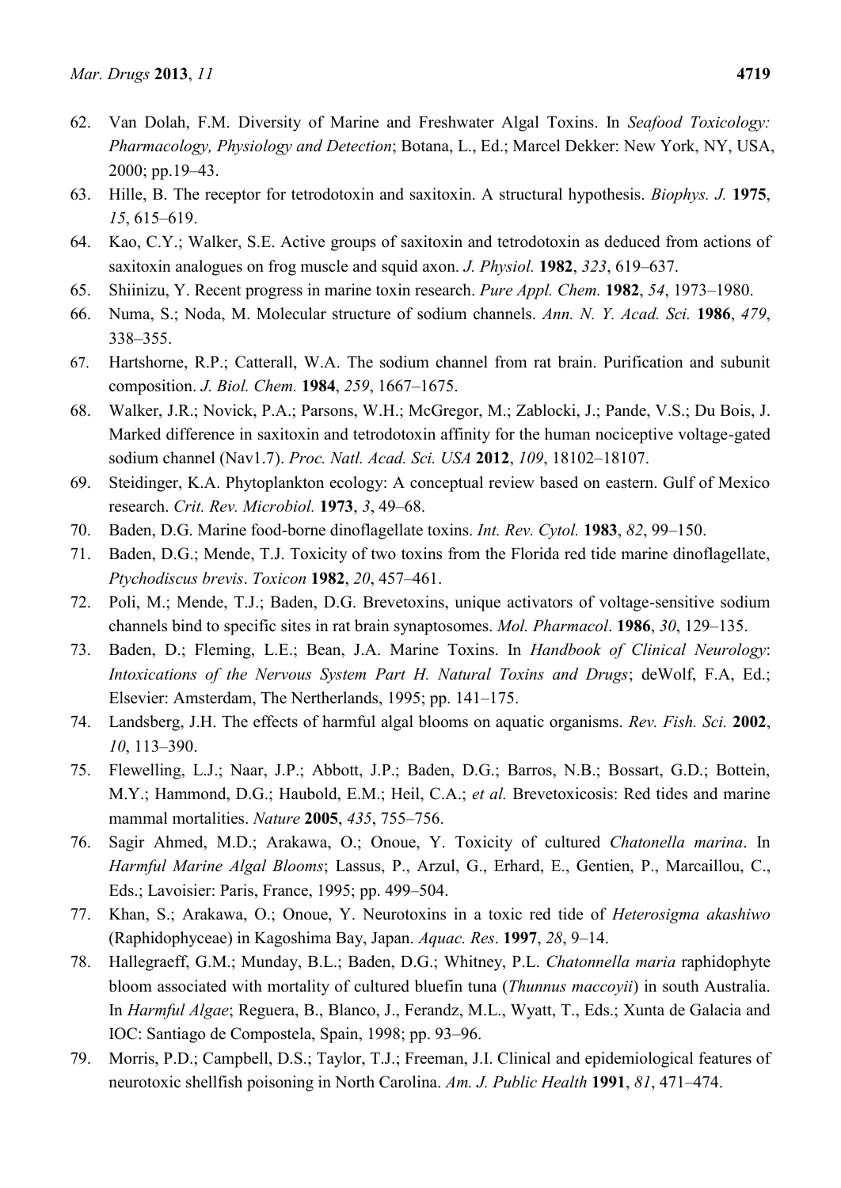62. Van Dolah, F.M. Diversity of Marine and Freshwater Algal Toxins. In *Seafood Toxicology: Pharmacology, Physiology and Detection*; Botana, L., Ed.; Marcel Dekker: New York, NY, USA, 2000; pp.19–43.
63. Hille, B. The receptor for tetrodotoxin and saxitoxin. A structural hypothesis. *Biophys. J.* **1975**, *15*, 615–619.
64. Kao, C.Y.; Walker, S.E. Active groups of saxitoxin and tetrodotoxin as deduced from actions of saxitoxin analogues on frog muscle and squid axon. *J. Physiol.* **1982**, *323*, 619–637.
65. Shiinizu, Y. Recent progress in marine toxin research. *Pure Appl. Chem.* **1982**, *54*, 1973–1980.
66. Numa, S.; Noda, M. Molecular structure of sodium channels. *Ann. N. Y. Acad. Sci.* **1986**, *479*, 338–355.
67. Hartshorne, R.P.; Catterall, W.A. The sodium channel from rat brain. Purification and subunit composition. *J. Biol. Chem.* **1984**, *259*, 1667–1675.
68. Walker, J.R.; Novick, P.A.; Parsons, W.H.; McGregor, M.; Zablocki, J.; Pande, V.S.; Du Bois, J. Marked difference in saxitoxin and tetrodotoxin affinity for the human nociceptive voltage-gated sodium channel (Nav1.7). *Proc. Natl. Acad. Sci. USA* **2012**, *109*, 18102–18107.
69. Steidinger, K.A. Phytoplankton ecology: A conceptual review based on eastern. Gulf of Mexico research. *Crit. Rev. Microbiol.* **1973**, *3*, 49–68.
70. Baden, D.G. Marine food-borne dinoflagellate toxins. *Int. Rev. Cytol.* **1983**, *82*, 99–150.
71. Baden, D.G.; Mende, T.J. Toxicity of two toxins from the Florida red tide marine dinoflagellate, *Ptychodiscus brevis*. *Toxicon* **1982**, *20*, 457–461.
72. Poli, M.; Mende, T.J.; Baden, D.G. Brevetoxins, unique activators of voltage-sensitive sodium channels bind to specific sites in rat brain synaptosomes. *Mol. Pharmacol*. **1986**, *30*, 129–135.
73. Baden, D.; Fleming, L.E.; Bean, J.A. Marine Toxins. In *Handbook of Clinical Neurology*: *Intoxications of the Nervous System Part H. Natural Toxins and Drugs*; deWolf, F.A, Ed.; Elsevier: Amsterdam, The Nertherlands, 1995; pp. 141–175.
74. Landsberg, J.H. The effects of harmful algal blooms on aquatic organisms. *Rev. Fish. Sci.* **2002**, *10*, 113–390.
75. Flewelling, L.J.; Naar, J.P.; Abbott, J.P.; Baden, D.G.; Barros, N.B.; Bossart, G.D.; Bottein, M.Y.; Hammond, D.G.; Haubold, E.M.; Heil, C.A.; *et al.* Brevetoxicosis: Red tides and marine mammal mortalities. *Nature* **2005**, *435*, 755–756.
76. Sagir Ahmed, M.D.; Arakawa, O.; Onoue, Y. Toxicity of cultured *Chatonella marina*. In *Harmful Marine Algal Blooms*; Lassus, P., Arzul, G., Erhard, E., Gentien, P., Marcaillou, C., Eds.; Lavoisier: Paris, France, 1995; pp. 499–504.
77. Khan, S.; Arakawa, O.; Onoue, Y. Neurotoxins in a toxic red tide of *Heterosigma akashiwo* (Raphidophyceae) in Kagoshima Bay, Japan. *Aquac. Res*. **1997**, *28*, 9–14.
78. Hallegraeff, G.M.; Munday, B.L.; Baden, D.G.; Whitney, P.L. *Chatonnella maria* raphidophyte bloom associated with mortality of cultured bluefin tuna (*Thunnus maccoyii*) in south Australia. In *Harmful Algae*; Reguera, B., Blanco, J., Ferandz, M.L., Wyatt, T., Eds.; Xunta de Galacia and IOC: Santiago de Compostela, Spain, 1998; pp. 93–96.
79. Morris, P.D.; Campbell, D.S.; Taylor, T.J.; Freeman, J.I. Clinical and epidemiological features of neurotoxic shellfish poisoning in North Carolina. *Am. J. Public Health* **1991**, *81*, 471–474.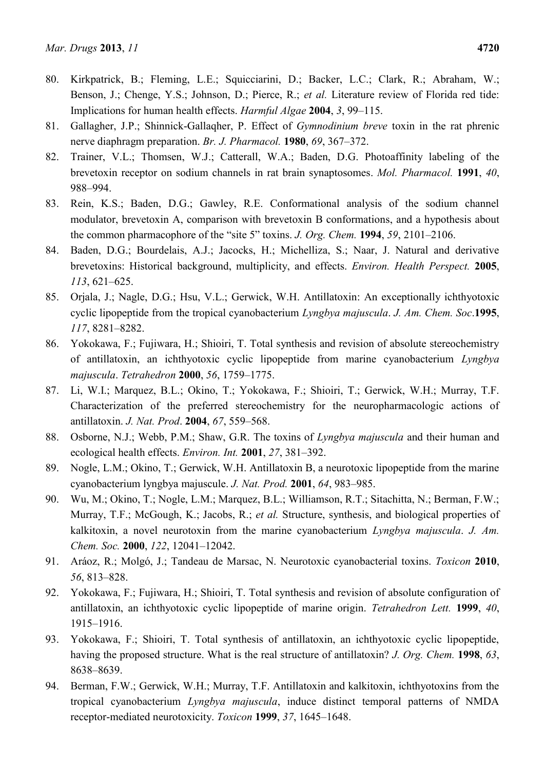80. Kirkpatrick, B.; Fleming, L.E.; Squicciarini, D.; Backer, L.C.; Clark, R.; Abraham, W.; Benson, J.; Chenge, Y.S.; Johnson, D.; Pierce, R.; *et al.* Literature review of Florida red tide: Implications for human health effects. *Harmful Algae* **2004**, *3*, 99–115.
81. Gallagher, J.P.; Shinnick-Gallaqher, P. Effect of *Gymnodinium breve* toxin in the rat phrenic nerve diaphragm preparation. *Br. J. Pharmacol.* **1980**, *69*, 367–372.
82. Trainer, V.L.; Thomsen, W.J.; Catterall, W.A.; Baden, D.G. Photoaffinity labeling of the brevetoxin receptor on sodium channels in rat brain synaptosomes. *Mol. Pharmacol.* **1991**, *40*, 988–994.
83. Rein, K.S.; Baden, D.G.; Gawley, R.E. Conformational analysis of the sodium channel modulator, brevetoxin A, comparison with brevetoxin B conformations, and a hypothesis about the common pharmacophore of the "site 5" toxins. *J. Org. Chem.* **1994**, *59*, 2101–2106.
84. Baden, D.G.; Bourdelais, A.J.; Jacocks, H.; Michelliza, S.; Naar, J. Natural and derivative brevetoxins: Historical background, multiplicity, and effects. *Environ. Health Perspect.* **2005**, *113*, 621–625.
85. Orjala, J.; Nagle, D.G.; Hsu, V.L.; Gerwick, W.H. Antillatoxin: An exceptionally ichthyotoxic cyclic lipopeptide from the tropical cyanobacterium *Lyngbya majuscula*. *J. Am. Chem. Soc*.**1995**, *117*, 8281–8282.
86. Yokokawa, F.; Fujiwara, H.; Shioiri, T. Total synthesis and revision of absolute stereochemistry of antillatoxin, an ichthyotoxic cyclic lipopeptide from marine cyanobacterium *Lyngbya majuscula*. *Tetrahedron* **2000**, *56*, 1759–1775.
87. Li, W.I.; Marquez, B.L.; Okino, T.; Yokokawa, F.; Shioiri, T.; Gerwick, W.H.; Murray, T.F. Characterization of the preferred stereochemistry for the neuropharmacologic actions of antillatoxin. *J. Nat. Prod*. **2004**, *67*, 559–568.
88. Osborne, N.J.; Webb, P.M.; Shaw, G.R. The toxins of *Lyngbya majuscula* and their human and ecological health effects. *Environ. Int.* **2001**, *27*, 381–392.
89. Nogle, L.M.; Okino, T.; Gerwick, W.H. Antillatoxin B, a neurotoxic lipopeptide from the marine cyanobacterium lyngbya majuscule. *J. Nat. Prod.* **2001**, *64*, 983–985.
90. Wu, M.; Okino, T.; Nogle, L.M.; Marquez, B.L.; Williamson, R.T.; Sitachitta, N.; Berman, F.W.; Murray, T.F.; McGough, K.; Jacobs, R.; *et al.* Structure, synthesis, and biological properties of kalkitoxin, a novel neurotoxin from the marine cyanobacterium *Lyngbya majuscula*. *J. Am. Chem. Soc.* **2000**, *122*, 12041–12042.
91. Aráoz, R.; Molgó, J.; Tandeau de Marsac, N. Neurotoxic cyanobacterial toxins. *Toxicon* **2010**, *56*, 813–828.
92. Yokokawa, F.; Fujiwara, H.; Shioiri, T. Total synthesis and revision of absolute configuration of antillatoxin, an ichthyotoxic cyclic lipopeptide of marine origin. *Tetrahedron Lett.* **1999**, *40*, 1915–1916.
93. Yokokawa, F.; Shioiri, T. Total synthesis of antillatoxin, an ichthyotoxic cyclic lipopeptide, having the proposed structure. What is the real structure of antillatoxin? *J. Org. Chem.* **1998**, *63*, 8638–8639.
94. Berman, F.W.; Gerwick, W.H.; Murray, T.F. Antillatoxin and kalkitoxin, ichthyotoxins from the tropical cyanobacterium *Lyngbya majuscula*, induce distinct temporal patterns of NMDA receptor-mediated neurotoxicity. *Toxicon* **1999**, *37*, 1645–1648.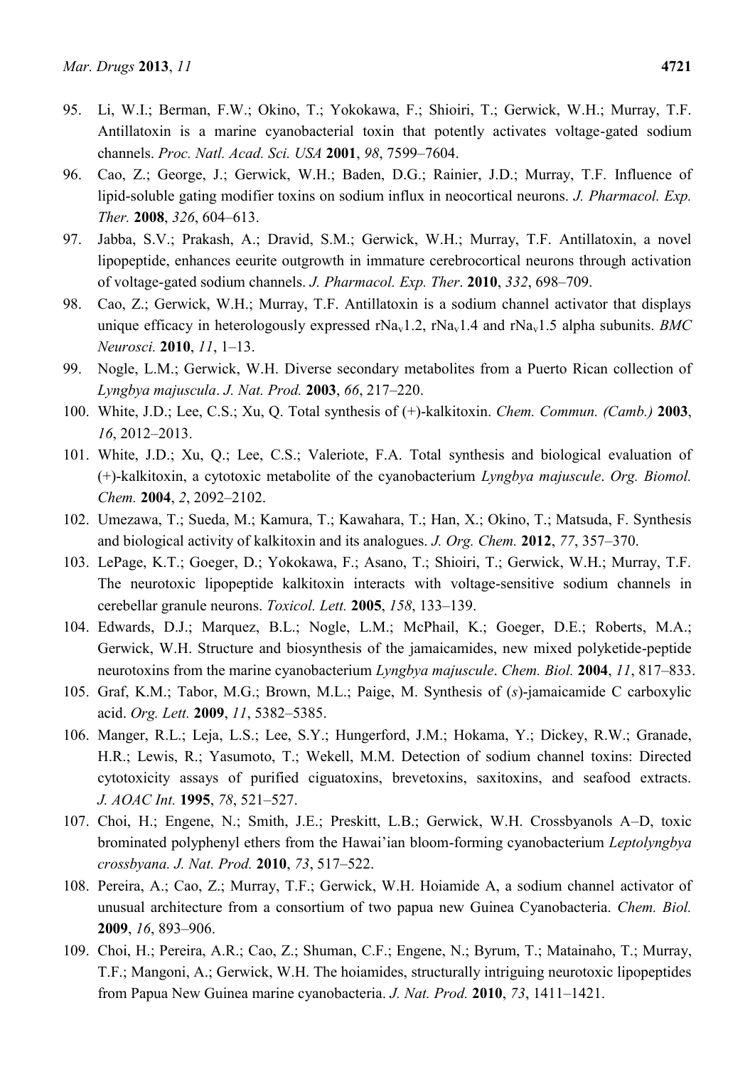95. Li, W.I.; Berman, F.W.; Okino, T.; Yokokawa, F.; Shioiri, T.; Gerwick, W.H.; Murray, T.F. Antillatoxin is a marine cyanobacterial toxin that potently activates voltage-gated sodium channels. *Proc. Natl. Acad. Sci. USA* **2001**, *98*, 7599–7604.
96. Cao, Z.; George, J.; Gerwick, W.H.; Baden, D.G.; Rainier, J.D.; Murray, T.F. Influence of lipid-soluble gating modifier toxins on sodium influx in neocortical neurons. *J. Pharmacol. Exp. Ther.* **2008**, *326*, 604–613.
97. Jabba, S.V.; Prakash, A.; Dravid, S.M.; Gerwick, W.H.; Murray, T.F. Antillatoxin, a novel lipopeptide, enhances eeurite outgrowth in immature cerebrocortical neurons through activation of voltage-gated sodium channels. *J. Pharmacol. Exp. Ther*. **2010**, *332*, 698–709.
98. Cao, Z.; Gerwick, W.H.; Murray, T.F. Antillatoxin is a sodium channel activator that displays unique efficacy in heterologously expressed $rNa_v1.2$, $rNa_v1.4$ and $rNa_v1.5$ alpha subunits. *BMC Neurosci.* **2010**, *11*, 1–13.
99. Nogle, L.M.; Gerwick, W.H. Diverse secondary metabolites from a Puerto Rican collection of *Lyngbya majuscula*. *J. Nat. Prod.* **2003**, *66*, 217–220.
100. White, J.D.; Lee, C.S.; Xu, Q. Total synthesis of (+)-kalkitoxin. *Chem. Commun. (Camb.)* **2003**, *16*, 2012–2013.
101. White, J.D.; Xu, Q.; Lee, C.S.; Valeriote, F.A. Total synthesis and biological evaluation of (+)-kalkitoxin, a cytotoxic metabolite of the cyanobacterium *Lyngbya majuscule*. *Org. Biomol. Chem.* **2004**, *2*, 2092–2102.
102. Umezawa, T.; Sueda, M.; Kamura, T.; Kawahara, T.; Han, X.; Okino, T.; Matsuda, F. Synthesis and biological activity of kalkitoxin and its analogues. *J. Org. Chem.* **2012**, *77*, 357–370.
103. LePage, K.T.; Goeger, D.; Yokokawa, F.; Asano, T.; Shioiri, T.; Gerwick, W.H.; Murray, T.F. The neurotoxic lipopeptide kalkitoxin interacts with voltage-sensitive sodium channels in cerebellar granule neurons. *Toxicol. Lett.* **2005**, *158*, 133–139.
104. Edwards, D.J.; Marquez, B.L.; Nogle, L.M.; McPhail, K.; Goeger, D.E.; Roberts, M.A.; Gerwick, W.H. Structure and biosynthesis of the jamaicamides, new mixed polyketide-peptide neurotoxins from the marine cyanobacterium *Lyngbya majuscule*. *Chem. Biol.* **2004**, *11*, 817–833.
105. Graf, K.M.; Tabor, M.G.; Brown, M.L.; Paige, M. Synthesis of (*s*)-jamaicamide C carboxylic acid. *Org. Lett.* **2009**, *11*, 5382–5385.
106. Manger, R.L.; Leja, L.S.; Lee, S.Y.; Hungerford, J.M.; Hokama, Y.; Dickey, R.W.; Granade, H.R.; Lewis, R.; Yasumoto, T.; Wekell, M.M. Detection of sodium channel toxins: Directed cytotoxicity assays of purified ciguatoxins, brevetoxins, saxitoxins, and seafood extracts. *J. AOAC Int.* **1995**, *78*, 521–527.
107. Choi, H.; Engene, N.; Smith, J.E.; Preskitt, L.B.; Gerwick, W.H. Crossbyanols A–D, toxic brominated polyphenyl ethers from the Hawai'ian bloom-forming cyanobacterium *Leptolyngbya crossbyana. J. Nat. Prod.* **2010**, *73*, 517–522.
108. Pereira, A.; Cao, Z.; Murray, T.F.; Gerwick, W.H. Hoiamide A, a sodium channel activator of unusual architecture from a consortium of two papua new Guinea Cyanobacteria. *Chem. Biol.* **2009**, *16*, 893–906.
109. Choi, H.; Pereira, A.R.; Cao, Z.; Shuman, C.F.; Engene, N.; Byrum, T.; Matainaho, T.; Murray, T.F.; Mangoni, A.; Gerwick, W.H. The hoiamides, structurally intriguing neurotoxic lipopeptides from Papua New Guinea marine cyanobacteria. *J. Nat. Prod.* **2010**, *73*, 1411–1421.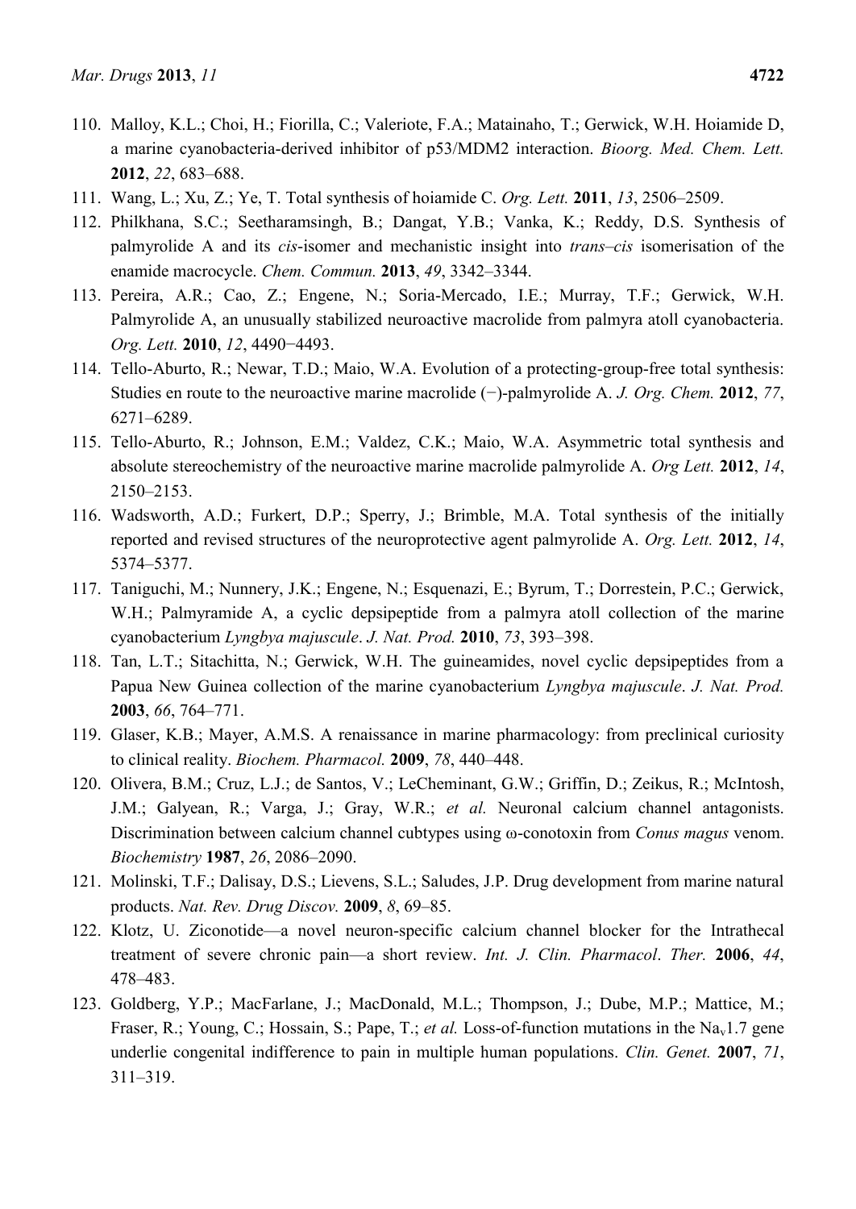110. Malloy, K.L.; Choi, H.; Fiorilla, C.; Valeriote, F.A.; Matainaho, T.; Gerwick, W.H. Hoiamide D, a marine cyanobacteria-derived inhibitor of p53/MDM2 interaction. *Bioorg. Med. Chem. Lett.* **2012**, *22*, 683–688.
111. Wang, L.; Xu, Z.; Ye, T. Total synthesis of hoiamide C. *Org. Lett.* **2011**, *13*, 2506–2509.
112. Philkhana, S.C.; Seetharamsingh, B.; Dangat, Y.B.; Vanka, K.; Reddy, D.S. Synthesis of palmyrolide A and its *cis*-isomer and mechanistic insight into *trans–cis* isomerisation of the enamide macrocycle. *Chem. Commun.* **2013**, *49*, 3342–3344.
113. Pereira, A.R.; Cao, Z.; Engene, N.; Soria-Mercado, I.E.; Murray, T.F.; Gerwick, W.H. Palmyrolide A, an unusually stabilized neuroactive macrolide from palmyra atoll cyanobacteria. *Org. Lett.* **2010**, *12*, 4490−4493.
114. Tello-Aburto, R.; Newar, T.D.; Maio, W.A. Evolution of a protecting-group-free total synthesis: Studies en route to the neuroactive marine macrolide (−)-palmyrolide A. *J. Org. Chem.* **2012**, *77*, 6271–6289.
115. Tello-Aburto, R.; Johnson, E.M.; Valdez, C.K.; Maio, W.A. Asymmetric total synthesis and absolute stereochemistry of the neuroactive marine macrolide palmyrolide A. *Org Lett.* **2012**, *14*, 2150–2153.
116. Wadsworth, A.D.; Furkert, D.P.; Sperry, J.; Brimble, M.A. Total synthesis of the initially reported and revised structures of the neuroprotective agent palmyrolide A. *Org. Lett.* **2012**, *14*, 5374–5377.
117. Taniguchi, M.; Nunnery, J.K.; Engene, N.; Esquenazi, E.; Byrum, T.; Dorrestein, P.C.; Gerwick, W.H.; Palmyramide A, a cyclic depsipeptide from a palmyra atoll collection of the marine cyanobacterium *Lyngbya majuscule*. *J. Nat. Prod.* **2010**, *73*, 393–398.
118. Tan, L.T.; Sitachitta, N.; Gerwick, W.H. The guineamides, novel cyclic depsipeptides from a Papua New Guinea collection of the marine cyanobacterium *Lyngbya majuscule*. *J. Nat. Prod.* **2003**, *66*, 764–771.
119. Glaser, K.B.; Mayer, A.M.S. A renaissance in marine pharmacology: from preclinical curiosity to clinical reality. *Biochem. Pharmacol.* **2009**, *78*, 440–448.
120. Olivera, B.M.; Cruz, L.J.; de Santos, V.; LeCheminant, G.W.; Griffin, D.; Zeikus, R.; McIntosh, J.M.; Galyean, R.; Varga, J.; Gray, W.R.; *et al.* Neuronal calcium channel antagonists. Discrimination between calcium channel cubtypes using ω-conotoxin from *Conus magus* venom. *Biochemistry* **1987**, *26*, 2086–2090.
121. Molinski, T.F.; Dalisay, D.S.; Lievens, S.L.; Saludes, J.P. Drug development from marine natural products. *Nat. Rev. Drug Discov.* **2009**, *8*, 69–85.
122. Klotz, U. Ziconotide—a novel neuron-specific calcium channel blocker for the Intrathecal treatment of severe chronic pain—a short review. *Int. J. Clin. Pharmacol*. *Ther.* **2006**, *44*, 478–483.
123. Goldberg, Y.P.; MacFarlane, J.; MacDonald, M.L.; Thompson, J.; Dube, M.P.; Mattice, M.; Fraser, R.; Young, C.; Hossain, S.; Pape, T.; *et al.* Loss-of-function mutations in the $Na_v1.7$ gene underlie congenital indifference to pain in multiple human populations. *Clin. Genet.* **2007**, *71*, 311–319.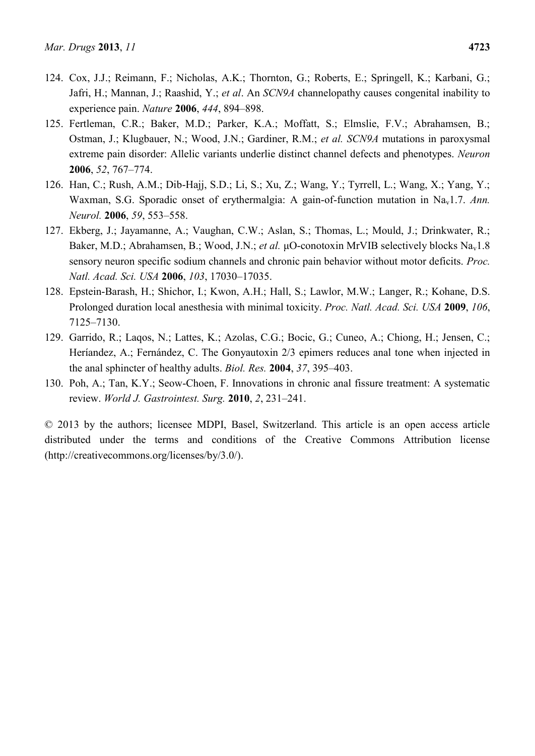124. Cox, J.J.; Reimann, F.; Nicholas, A.K.; Thornton, G.; Roberts, E.; Springell, K.; Karbani, G.; Jafri, H.; Mannan, J.; Raashid, Y.; *et al*. An *SCN9A* channelopathy causes congenital inability to experience pain. *Nature* **2006**, *444*, 894–898.
125. Fertleman, C.R.; Baker, M.D.; Parker, K.A.; Moffatt, S.; Elmslie, F.V.; Abrahamsen, B.; Ostman, J.; Klugbauer, N.; Wood, J.N.; Gardiner, R.M.; *et al. SCN9A* mutations in paroxysmal extreme pain disorder: Allelic variants underlie distinct channel defects and phenotypes. *Neuron* **2006**, *52*, 767–774.
126. Han, C.; Rush, A.M.; Dib-Hajj, S.D.; Li, S.; Xu, Z.; Wang, Y.; Tyrrell, L.; Wang, X.; Yang, Y.; Waxman, S.G. Sporadic onset of erythermalgia: A gain-of-function mutation in $Na_v1.7$. *Ann. Neurol.* **2006**, *59*, 553–558.
127. Ekberg, J.; Jayamanne, A.; Vaughan, C.W.; Aslan, S.; Thomas, L.; Mould, J.; Drinkwater, R.; Baker, M.D.; Abrahamsen, B.; Wood, J.N.; *et al.* μO-conotoxin MrVIB selectively blocks $Na_v1.8$ sensory neuron specific sodium channels and chronic pain behavior without motor deficits. *Proc. Natl. Acad. Sci. USA* **2006**, *103*, 17030–17035.
128. Epstein-Barash, H.; Shichor, I.; Kwon, A.H.; Hall, S.; Lawlor, M.W.; Langer, R.; Kohane, D.S. Prolonged duration local anesthesia with minimal toxicity. *Proc. Natl. Acad. Sci. USA* **2009**, *106*, 7125–7130.
129. Garrido, R.; Laqos, N.; Lattes, K.; Azolas, C.G.; Bocic, G.; Cuneo, A.; Chiong, H.; Jensen, C.; Heríandez, A.; Fernández, C. The Gonyautoxin 2/3 epimers reduces anal tone when injected in the anal sphincter of healthy adults. *Biol. Res.* **2004**, *37*, 395–403.
130. Poh, A.; Tan, K.Y.; Seow-Choen, F. Innovations in chronic anal fissure treatment: A systematic review. *World J. Gastrointest. Surg.* **2010**, *2*, 231–241.

© 2013 by the authors; licensee MDPI, Basel, Switzerland. This article is an open access article distributed under the terms and conditions of the Creative Commons Attribution license (http://creativecommons.org/licenses/by/3.0/).